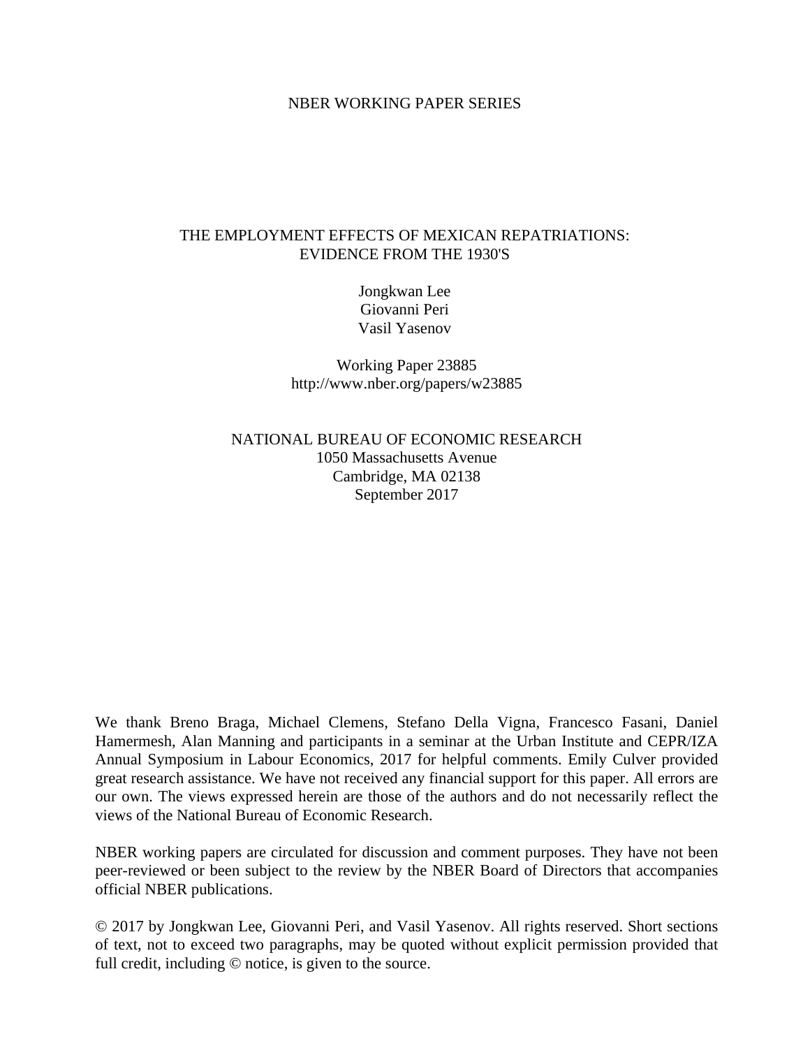NBER WORKING PAPER SERIES

# THE EMPLOYMENT EFFECTS OF MEXICAN REPATRIATIONS: EVIDENCE FROM THE 1930'S

Jongkwan Lee
Giovanni Peri
Vasil Yasenov

Working Paper 23885
http://www.nber.org/papers/w23885

NATIONAL BUREAU OF ECONOMIC RESEARCH
1050 Massachusetts Avenue
Cambridge, MA 02138
September 2017

We thank Breno Braga, Michael Clemens, Stefano Della Vigna, Francesco Fasani, Daniel Hamermesh, Alan Manning and participants in a seminar at the Urban Institute and CEPR/IZA Annual Symposium in Labour Economics, 2017 for helpful comments. Emily Culver provided great research assistance. We have not received any financial support for this paper. All errors are our own. The views expressed herein are those of the authors and do not necessarily reflect the views of the National Bureau of Economic Research.

NBER working papers are circulated for discussion and comment purposes. They have not been peer-reviewed or been subject to the review by the NBER Board of Directors that accompanies official NBER publications.

© 2017 by Jongkwan Lee, Giovanni Peri, and Vasil Yasenov. All rights reserved. Short sections of text, not to exceed two paragraphs, may be quoted without explicit permission provided that full credit, including © notice, is given to the source.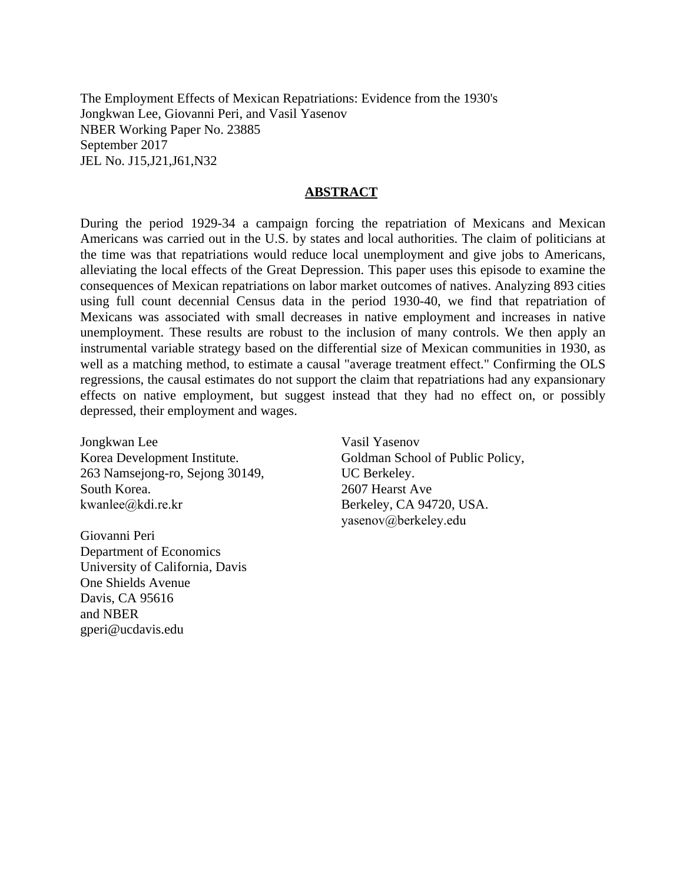The Employment Effects of Mexican Repatriations: Evidence from the 1930's
Jongkwan Lee, Giovanni Peri, and Vasil Yasenov
NBER Working Paper No. 23885
September 2017
JEL No. J15,J21,J61,N32

## ABSTRACT

During the period 1929-34 a campaign forcing the repatriation of Mexicans and Mexican Americans was carried out in the U.S. by states and local authorities. The claim of politicians at the time was that repatriations would reduce local unemployment and give jobs to Americans, alleviating the local effects of the Great Depression. This paper uses this episode to examine the consequences of Mexican repatriations on labor market outcomes of natives. Analyzing 893 cities using full count decennial Census data in the period 1930-40, we find that repatriation of Mexicans was associated with small decreases in native employment and increases in native unemployment. These results are robust to the inclusion of many controls. We then apply an instrumental variable strategy based on the differential size of Mexican communities in 1930, as well as a matching method, to estimate a causal "average treatment effect." Confirming the OLS regressions, the causal estimates do not support the claim that repatriations had any expansionary effects on native employment, but suggest instead that they had no effect on, or possibly depressed, their employment and wages.

Jongkwan Lee
Korea Development Institute.
263 Namsejong-ro, Sejong 30149,
South Korea.
kwanlee@kdi.re.kr

Giovanni Peri
Department of Economics
University of California, Davis
One Shields Avenue
Davis, CA 95616
and NBER
gperi@ucdavis.edu

Vasil Yasenov
Goldman School of Public Policy,
UC Berkeley.
2607 Hearst Ave
Berkeley, CA 94720, USA.
yasenov@berkeley.edu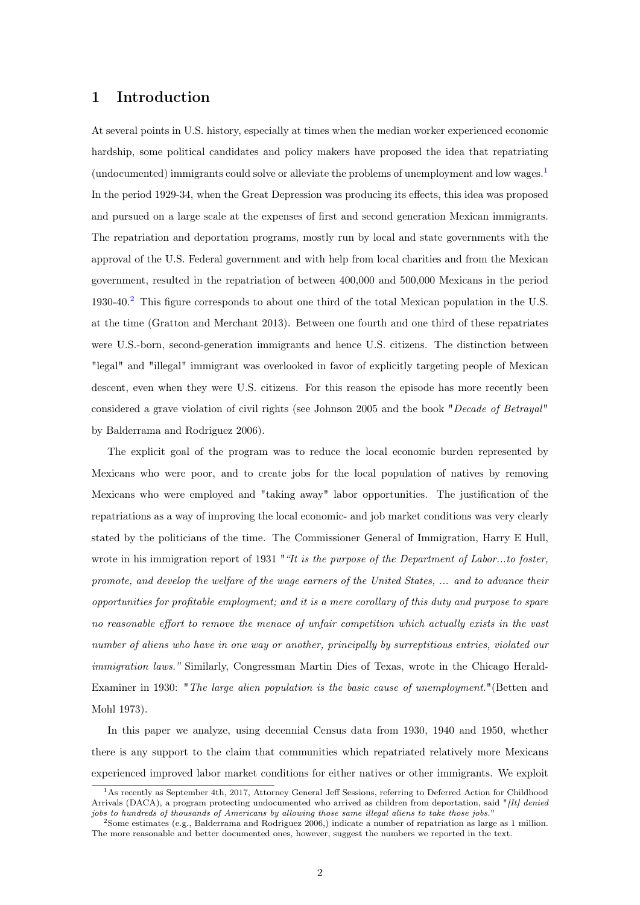# 1 Introduction

At several points in U.S. history, especially at times when the median worker experienced economic hardship, some political candidates and policy makers have proposed the idea that repatriating (undocumented) immigrants could solve or alleviate the problems of unemployment and low wages.[1] In the period 1929-34, when the Great Depression was producing its effects, this idea was proposed and pursued on a large scale at the expenses of first and second generation Mexican immigrants. The repatriation and deportation programs, mostly run by local and state governments with the approval of the U.S. Federal government and with help from local charities and from the Mexican government, resulted in the repatriation of between 400,000 and 500,000 Mexicans in the period 1930-40.[2] This figure corresponds to about one third of the total Mexican population in the U.S. at the time (Gratton and Merchant 2013). Between one fourth and one third of these repatriates were U.S.-born, second-generation immigrants and hence U.S. citizens. The distinction between "legal" and "illegal" immigrant was overlooked in favor of explicitly targeting people of Mexican descent, even when they were U.S. citizens. For this reason the episode has more recently been considered a grave violation of civil rights (see Johnson 2005 and the book "*Decade of Betrayal*" by Balderrama and Rodriguez 2006).

The explicit goal of the program was to reduce the local economic burden represented by Mexicans who were poor, and to create jobs for the local population of natives by removing Mexicans who were employed and "taking away" labor opportunities. The justification of the repatriations as a way of improving the local economic- and job market conditions was very clearly stated by the politicians of the time. The Commissioner General of Immigration, Harry E Hull, wrote in his immigration report of 1931 "*"It is the purpose of the Department of Labor...to foster, promote, and develop the welfare of the wage earners of the United States, ... and to advance their opportunities for profitable employment; and it is a mere corollary of this duty and purpose to spare no reasonable effort to remove the menace of unfair competition which actually exists in the vast number of aliens who have in one way or another, principally by surreptitious entries, violated our immigration laws."* Similarly, Congressman Martin Dies of Texas, wrote in the Chicago Herald-Examiner in 1930: "*The large alien population is the basic cause of unemployment.*"(Betten and Mohl 1973).

In this paper we analyze, using decennial Census data from 1930, 1940 and 1950, whether there is any support to the claim that communities which repatriated relatively more Mexicans experienced improved labor market conditions for either natives or other immigrants. We exploit

[1] As recently as September 4th, 2017, Attorney General Jeff Sessions, referring to Deferred Action for Childhood Arrivals (DACA), a program protecting undocumented who arrived as children from deportation, said "*[It] denied jobs to hundreds of thousands of Americans by allowing those same illegal aliens to take those jobs.*"

[2] Some estimates (e.g., Balderrama and Rodriguez 2006,) indicate a number of repatriation as large as 1 million. The more reasonable and better documented ones, however, suggest the numbers we reported in the text.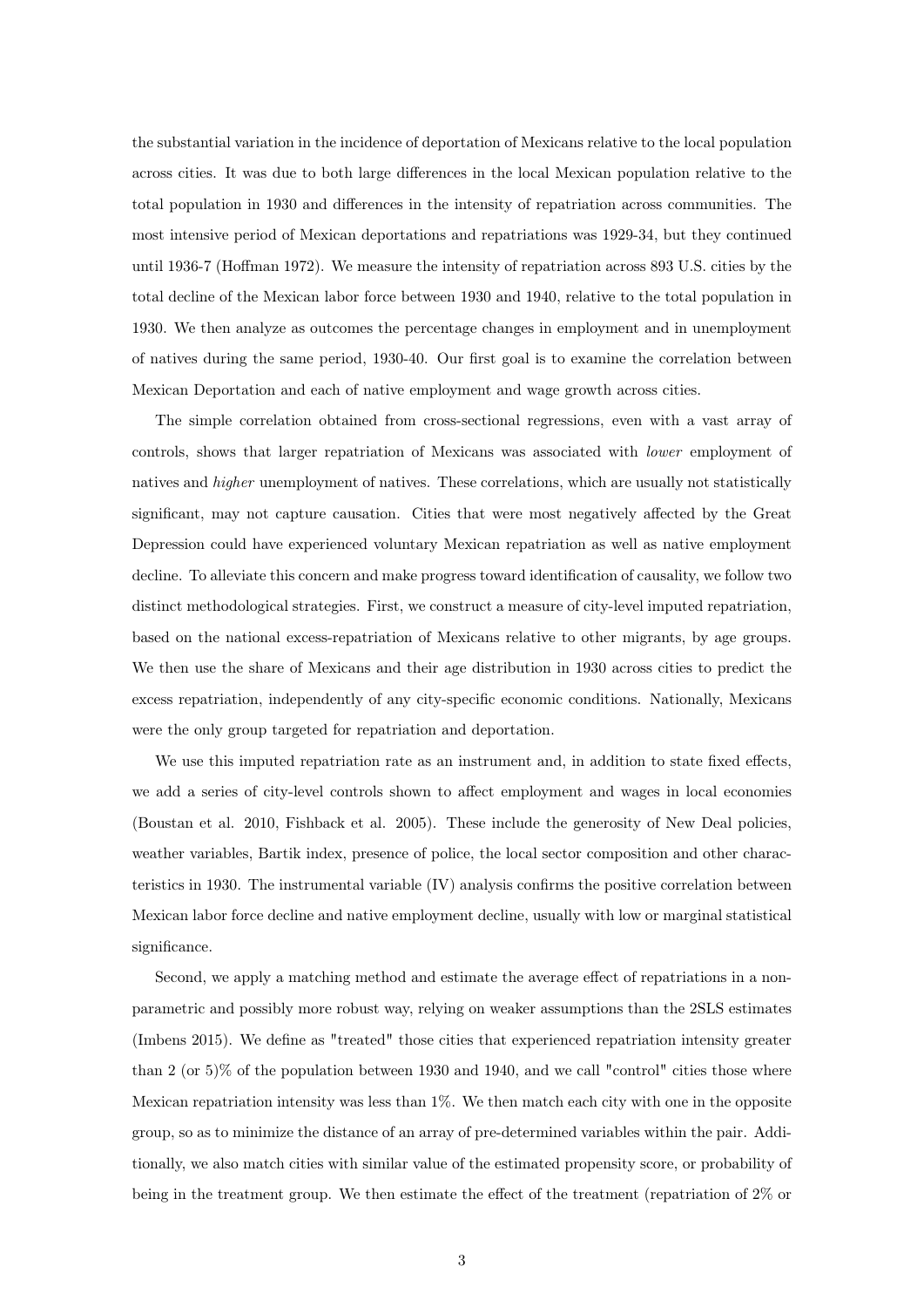the substantial variation in the incidence of deportation of Mexicans relative to the local population across cities. It was due to both large differences in the local Mexican population relative to the total population in 1930 and differences in the intensity of repatriation across communities. The most intensive period of Mexican deportations and repatriations was 1929-34, but they continued until 1936-7 (Hoffman 1972). We measure the intensity of repatriation across 893 U.S. cities by the total decline of the Mexican labor force between 1930 and 1940, relative to the total population in 1930. We then analyze as outcomes the percentage changes in employment and in unemployment of natives during the same period, 1930-40. Our first goal is to examine the correlation between Mexican Deportation and each of native employment and wage growth across cities.

The simple correlation obtained from cross-sectional regressions, even with a vast array of controls, shows that larger repatriation of Mexicans was associated with *lower* employment of natives and *higher* unemployment of natives. These correlations, which are usually not statistically significant, may not capture causation. Cities that were most negatively affected by the Great Depression could have experienced voluntary Mexican repatriation as well as native employment decline. To alleviate this concern and make progress toward identification of causality, we follow two distinct methodological strategies. First, we construct a measure of city-level imputed repatriation, based on the national excess-repatriation of Mexicans relative to other migrants, by age groups. We then use the share of Mexicans and their age distribution in 1930 across cities to predict the excess repatriation, independently of any city-specific economic conditions. Nationally, Mexicans were the only group targeted for repatriation and deportation.

We use this imputed repatriation rate as an instrument and, in addition to state fixed effects, we add a series of city-level controls shown to affect employment and wages in local economies (Boustan et al. 2010, Fishback et al. 2005). These include the generosity of New Deal policies, weather variables, Bartik index, presence of police, the local sector composition and other characteristics in 1930. The instrumental variable (IV) analysis confirms the positive correlation between Mexican labor force decline and native employment decline, usually with low or marginal statistical significance.

Second, we apply a matching method and estimate the average effect of repatriations in a non-parametric and possibly more robust way, relying on weaker assumptions than the 2SLS estimates (Imbens 2015). We define as "treated" those cities that experienced repatriation intensity greater than 2 (or 5)% of the population between 1930 and 1940, and we call "control" cities those where Mexican repatriation intensity was less than 1%. We then match each city with one in the opposite group, so as to minimize the distance of an array of pre-determined variables within the pair. Additionally, we also match cities with similar value of the estimated propensity score, or probability of being in the treatment group. We then estimate the effect of the treatment (repatriation of 2% or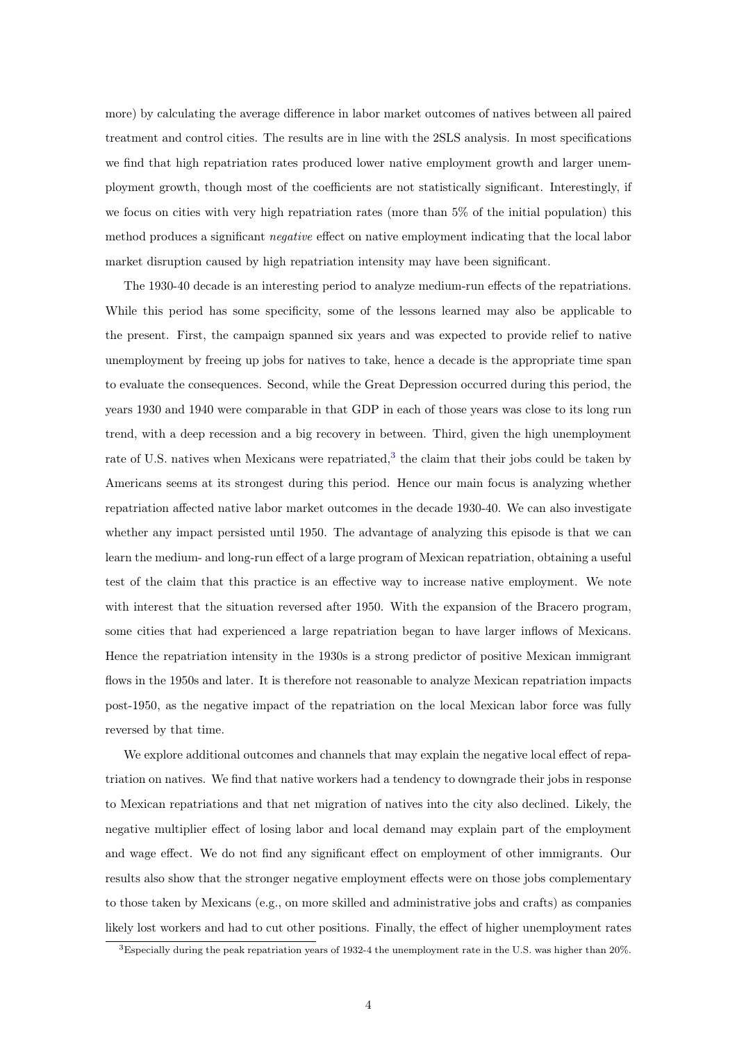more) by calculating the average difference in labor market outcomes of natives between all paired treatment and control cities. The results are in line with the 2SLS analysis. In most specifications we find that high repatriation rates produced lower native employment growth and larger unemployment growth, though most of the coefficients are not statistically significant. Interestingly, if we focus on cities with very high repatriation rates (more than 5% of the initial population) this method produces a significant *negative* effect on native employment indicating that the local labor market disruption caused by high repatriation intensity may have been significant.

The 1930-40 decade is an interesting period to analyze medium-run effects of the repatriations. While this period has some specificity, some of the lessons learned may also be applicable to the present. First, the campaign spanned six years and was expected to provide relief to native unemployment by freeing up jobs for natives to take, hence a decade is the appropriate time span to evaluate the consequences. Second, while the Great Depression occurred during this period, the years 1930 and 1940 were comparable in that GDP in each of those years was close to its long run trend, with a deep recession and a big recovery in between. Third, given the high unemployment rate of U.S. natives when Mexicans were repatriated,[3] the claim that their jobs could be taken by Americans seems at its strongest during this period. Hence our main focus is analyzing whether repatriation affected native labor market outcomes in the decade 1930-40. We can also investigate whether any impact persisted until 1950. The advantage of analyzing this episode is that we can learn the medium- and long-run effect of a large program of Mexican repatriation, obtaining a useful test of the claim that this practice is an effective way to increase native employment. We note with interest that the situation reversed after 1950. With the expansion of the Bracero program, some cities that had experienced a large repatriation began to have larger inflows of Mexicans. Hence the repatriation intensity in the 1930s is a strong predictor of positive Mexican immigrant flows in the 1950s and later. It is therefore not reasonable to analyze Mexican repatriation impacts post-1950, as the negative impact of the repatriation on the local Mexican labor force was fully reversed by that time.

We explore additional outcomes and channels that may explain the negative local effect of repatriation on natives. We find that native workers had a tendency to downgrade their jobs in response to Mexican repatriations and that net migration of natives into the city also declined. Likely, the negative multiplier effect of losing labor and local demand may explain part of the employment and wage effect. We do not find any significant effect on employment of other immigrants. Our results also show that the stronger negative employment effects were on those jobs complementary to those taken by Mexicans (e.g., on more skilled and administrative jobs and crafts) as companies likely lost workers and had to cut other positions. Finally, the effect of higher unemployment rates

[3] Especially during the peak repatriation years of 1932-4 the unemployment rate in the U.S. was higher than 20%.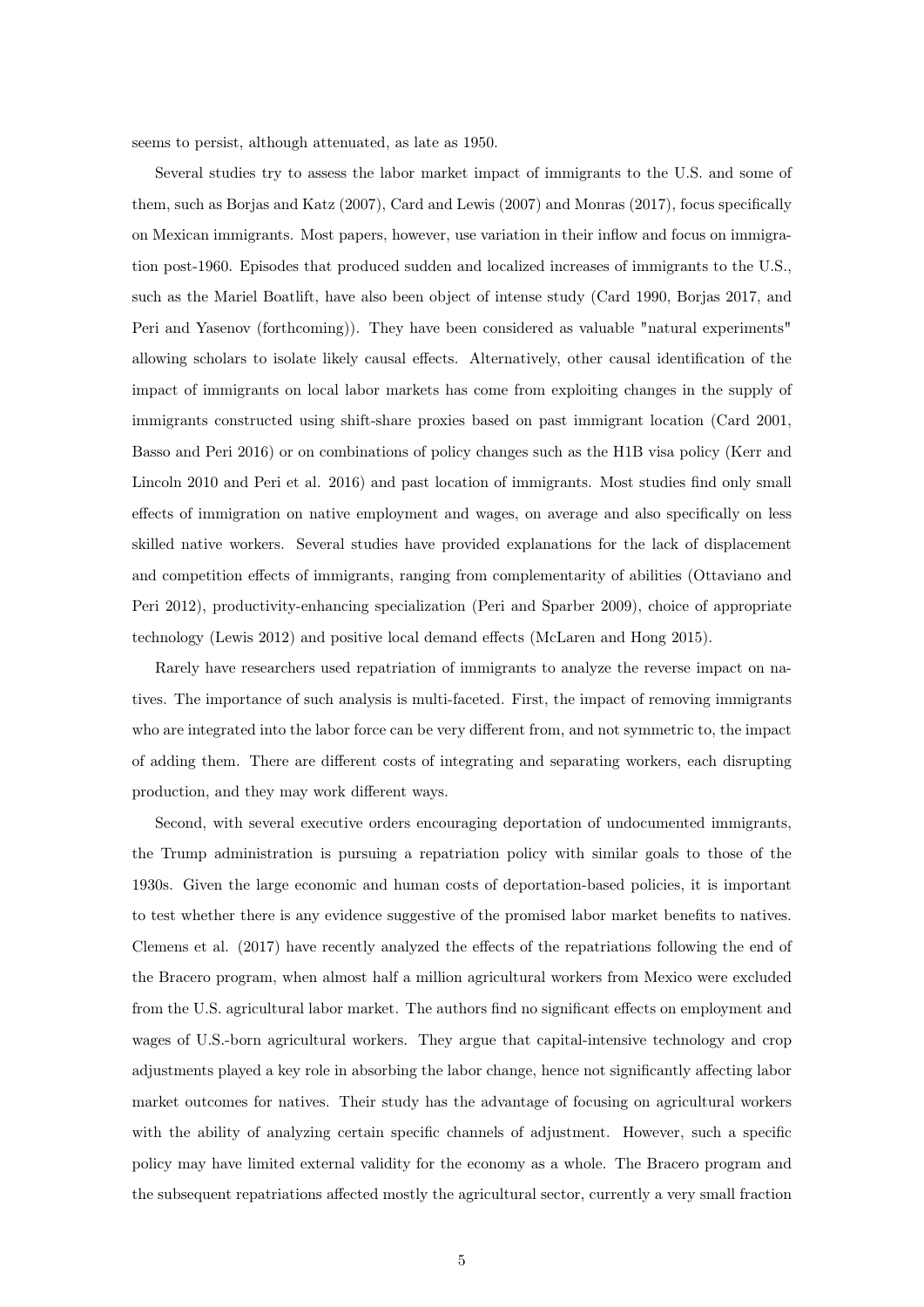seems to persist, although attenuated, as late as 1950.

Several studies try to assess the labor market impact of immigrants to the U.S. and some of them, such as Borjas and Katz (2007), Card and Lewis (2007) and Monras (2017), focus specifically on Mexican immigrants. Most papers, however, use variation in their inflow and focus on immigration post-1960. Episodes that produced sudden and localized increases of immigrants to the U.S., such as the Mariel Boatlift, have also been object of intense study (Card 1990, Borjas 2017, and Peri and Yasenov (forthcoming)). They have been considered as valuable "natural experiments" allowing scholars to isolate likely causal effects. Alternatively, other causal identification of the impact of immigrants on local labor markets has come from exploiting changes in the supply of immigrants constructed using shift-share proxies based on past immigrant location (Card 2001, Basso and Peri 2016) or on combinations of policy changes such as the H1B visa policy (Kerr and Lincoln 2010 and Peri et al. 2016) and past location of immigrants. Most studies find only small effects of immigration on native employment and wages, on average and also specifically on less skilled native workers. Several studies have provided explanations for the lack of displacement and competition effects of immigrants, ranging from complementarity of abilities (Ottaviano and Peri 2012), productivity-enhancing specialization (Peri and Sparber 2009), choice of appropriate technology (Lewis 2012) and positive local demand effects (McLaren and Hong 2015).

Rarely have researchers used repatriation of immigrants to analyze the reverse impact on natives. The importance of such analysis is multi-faceted. First, the impact of removing immigrants who are integrated into the labor force can be very different from, and not symmetric to, the impact of adding them. There are different costs of integrating and separating workers, each disrupting production, and they may work different ways.

Second, with several executive orders encouraging deportation of undocumented immigrants, the Trump administration is pursuing a repatriation policy with similar goals to those of the 1930s. Given the large economic and human costs of deportation-based policies, it is important to test whether there is any evidence suggestive of the promised labor market benefits to natives. Clemens et al. (2017) have recently analyzed the effects of the repatriations following the end of the Bracero program, when almost half a million agricultural workers from Mexico were excluded from the U.S. agricultural labor market. The authors find no significant effects on employment and wages of U.S.-born agricultural workers. They argue that capital-intensive technology and crop adjustments played a key role in absorbing the labor change, hence not significantly affecting labor market outcomes for natives. Their study has the advantage of focusing on agricultural workers with the ability of analyzing certain specific channels of adjustment. However, such a specific policy may have limited external validity for the economy as a whole. The Bracero program and the subsequent repatriations affected mostly the agricultural sector, currently a very small fraction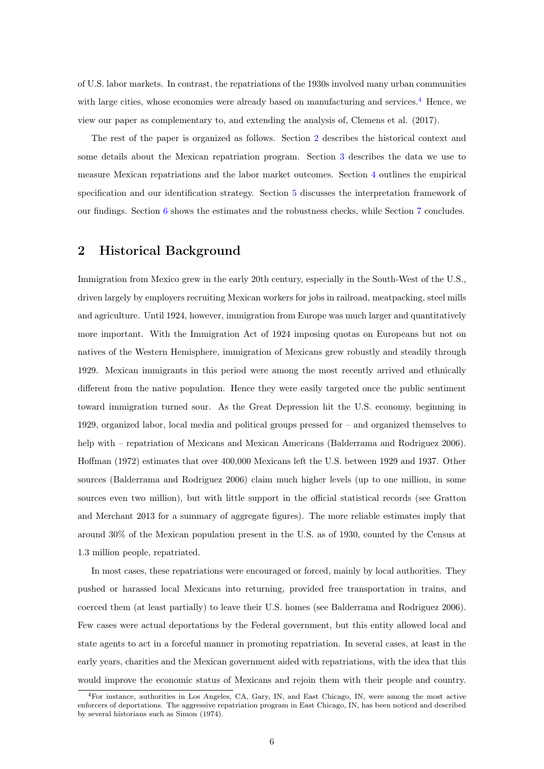of U.S. labor markets. In contrast, the repatriations of the 1930s involved many urban communities with large cities, whose economies were already based on manufacturing and services.[4] Hence, we view our paper as complementary to, and extending the analysis of, Clemens et al. (2017).

The rest of the paper is organized as follows. Section 2 describes the historical context and some details about the Mexican repatriation program. Section 3 describes the data we use to measure Mexican repatriations and the labor market outcomes. Section 4 outlines the empirical specification and our identification strategy. Section 5 discusses the interpretation framework of our findings. Section 6 shows the estimates and the robustness checks, while Section 7 concludes.

## 2 Historical Background

Immigration from Mexico grew in the early 20th century, especially in the South-West of the U.S., driven largely by employers recruiting Mexican workers for jobs in railroad, meatpacking, steel mills and agriculture. Until 1924, however, immigration from Europe was much larger and quantitatively more important. With the Immigration Act of 1924 imposing quotas on Europeans but not on natives of the Western Hemisphere, immigration of Mexicans grew robustly and steadily through 1929. Mexican immigrants in this period were among the most recently arrived and ethnically different from the native population. Hence they were easily targeted once the public sentiment toward immigration turned sour. As the Great Depression hit the U.S. economy, beginning in 1929, organized labor, local media and political groups pressed for – and organized themselves to help with – repatriation of Mexicans and Mexican Americans (Balderrama and Rodriguez 2006). Hoffman (1972) estimates that over 400,000 Mexicans left the U.S. between 1929 and 1937. Other sources (Balderrama and Rodriguez 2006) claim much higher levels (up to one million, in some sources even two million), but with little support in the official statistical records (see Gratton and Merchant 2013 for a summary of aggregate figures). The more reliable estimates imply that around 30% of the Mexican population present in the U.S. as of 1930, counted by the Census at 1.3 million people, repatriated.

In most cases, these repatriations were encouraged or forced, mainly by local authorities. They pushed or harassed local Mexicans into returning, provided free transportation in trains, and coerced them (at least partially) to leave their U.S. homes (see Balderrama and Rodriguez 2006). Few cases were actual deportations by the Federal government, but this entity allowed local and state agents to act in a forceful manner in promoting repatriation. In several cases, at least in the early years, charities and the Mexican government aided with repatriations, with the idea that this would improve the economic status of Mexicans and rejoin them with their people and country.

[4] For instance, authorities in Los Angeles, CA, Gary, IN, and East Chicago, IN, were among the most active enforcers of deportations. The aggressive repatriation program in East Chicago, IN, has been noticed and described by several historians such as Simon (1974).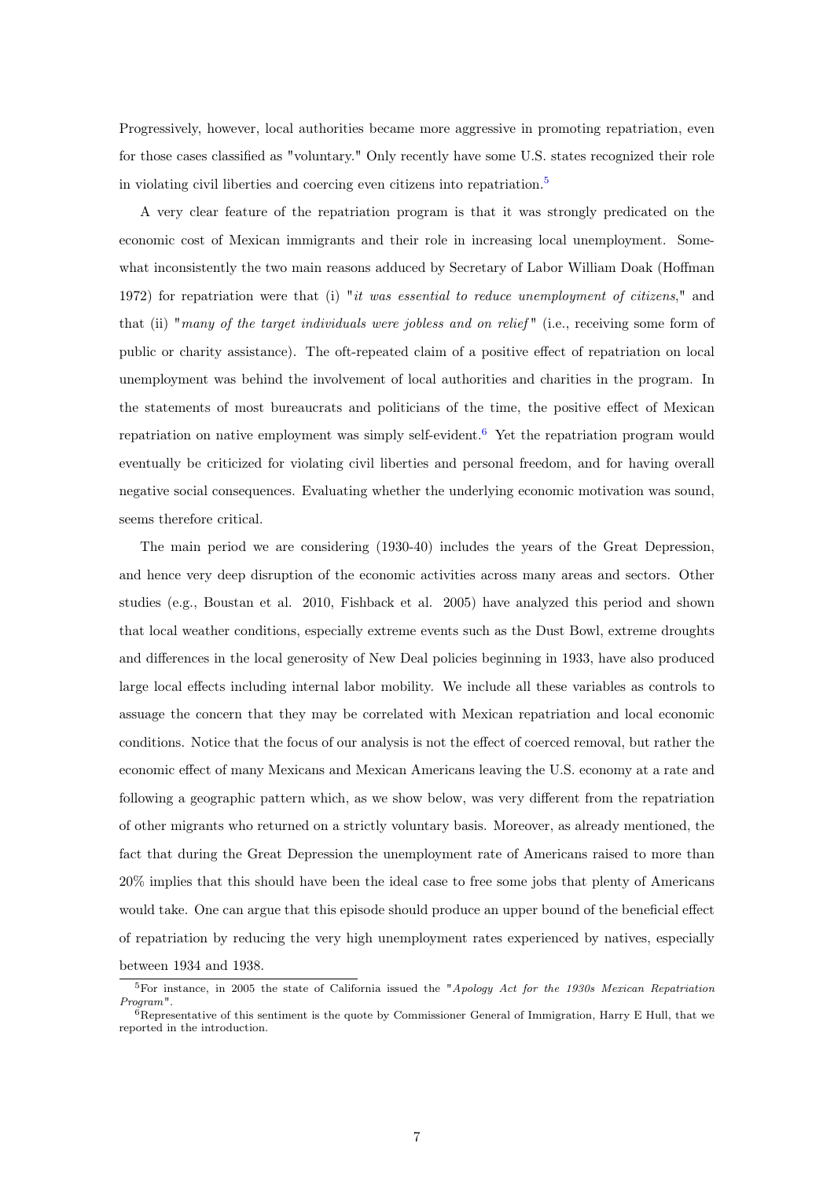Progressively, however, local authorities became more aggressive in promoting repatriation, even for those cases classified as "voluntary." Only recently have some U.S. states recognized their role in violating civil liberties and coercing even citizens into repatriation.[5]

A very clear feature of the repatriation program is that it was strongly predicated on the economic cost of Mexican immigrants and their role in increasing local unemployment. Somewhat inconsistently the two main reasons adduced by Secretary of Labor William Doak (Hoffman 1972) for repatriation were that (i) "*it was essential to reduce unemployment of citizens*," and that (ii) "*many of the target individuals were jobless and on relief*" (i.e., receiving some form of public or charity assistance). The oft-repeated claim of a positive effect of repatriation on local unemployment was behind the involvement of local authorities and charities in the program. In the statements of most bureaucrats and politicians of the time, the positive effect of Mexican repatriation on native employment was simply self-evident.[6] Yet the repatriation program would eventually be criticized for violating civil liberties and personal freedom, and for having overall negative social consequences. Evaluating whether the underlying economic motivation was sound, seems therefore critical.

The main period we are considering (1930-40) includes the years of the Great Depression, and hence very deep disruption of the economic activities across many areas and sectors. Other studies (e.g., Boustan et al. 2010, Fishback et al. 2005) have analyzed this period and shown that local weather conditions, especially extreme events such as the Dust Bowl, extreme droughts and differences in the local generosity of New Deal policies beginning in 1933, have also produced large local effects including internal labor mobility. We include all these variables as controls to assuage the concern that they may be correlated with Mexican repatriation and local economic conditions. Notice that the focus of our analysis is not the effect of coerced removal, but rather the economic effect of many Mexicans and Mexican Americans leaving the U.S. economy at a rate and following a geographic pattern which, as we show below, was very different from the repatriation of other migrants who returned on a strictly voluntary basis. Moreover, as already mentioned, the fact that during the Great Depression the unemployment rate of Americans raised to more than 20% implies that this should have been the ideal case to free some jobs that plenty of Americans would take. One can argue that this episode should produce an upper bound of the beneficial effect of repatriation by reducing the very high unemployment rates experienced by natives, especially between 1934 and 1938.

[5] For instance, in 2005 the state of California issued the "*Apology Act for the 1930s Mexican Repatriation Program*".

[6] Representative of this sentiment is the quote by Commissioner General of Immigration, Harry E Hull, that we reported in the introduction.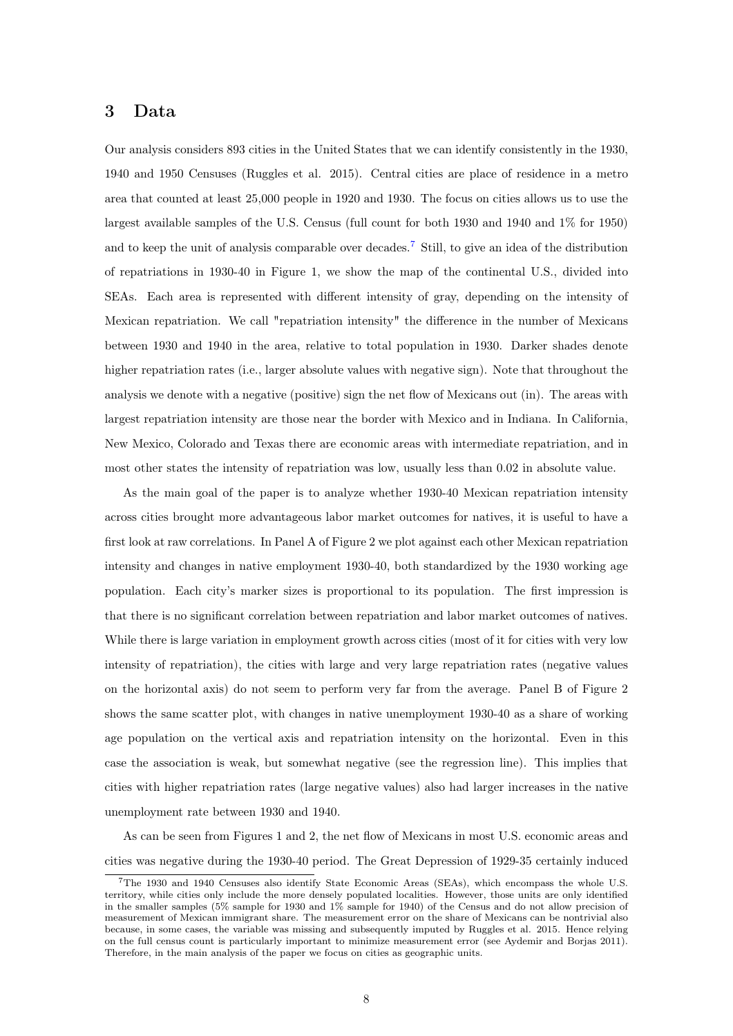## 3 Data

Our analysis considers 893 cities in the United States that we can identify consistently in the 1930, 1940 and 1950 Censuses (Ruggles et al. 2015). Central cities are place of residence in a metro area that counted at least 25,000 people in 1920 and 1930. The focus on cities allows us to use the largest available samples of the U.S. Census (full count for both 1930 and 1940 and 1% for 1950) and to keep the unit of analysis comparable over decades.[7] Still, to give an idea of the distribution of repatriations in 1930-40 in Figure 1, we show the map of the continental U.S., divided into SEAs. Each area is represented with different intensity of gray, depending on the intensity of Mexican repatriation. We call "repatriation intensity" the difference in the number of Mexicans between 1930 and 1940 in the area, relative to total population in 1930. Darker shades denote higher repatriation rates (i.e., larger absolute values with negative sign). Note that throughout the analysis we denote with a negative (positive) sign the net flow of Mexicans out (in). The areas with largest repatriation intensity are those near the border with Mexico and in Indiana. In California, New Mexico, Colorado and Texas there are economic areas with intermediate repatriation, and in most other states the intensity of repatriation was low, usually less than 0.02 in absolute value.

As the main goal of the paper is to analyze whether 1930-40 Mexican repatriation intensity across cities brought more advantageous labor market outcomes for natives, it is useful to have a first look at raw correlations. In Panel A of Figure 2 we plot against each other Mexican repatriation intensity and changes in native employment 1930-40, both standardized by the 1930 working age population. Each city's marker sizes is proportional to its population. The first impression is that there is no significant correlation between repatriation and labor market outcomes of natives. While there is large variation in employment growth across cities (most of it for cities with very low intensity of repatriation), the cities with large and very large repatriation rates (negative values on the horizontal axis) do not seem to perform very far from the average. Panel B of Figure 2 shows the same scatter plot, with changes in native unemployment 1930-40 as a share of working age population on the vertical axis and repatriation intensity on the horizontal. Even in this case the association is weak, but somewhat negative (see the regression line). This implies that cities with higher repatriation rates (large negative values) also had larger increases in the native unemployment rate between 1930 and 1940.

As can be seen from Figures 1 and 2, the net flow of Mexicans in most U.S. economic areas and cities was negative during the 1930-40 period. The Great Depression of 1929-35 certainly induced

[7] The 1930 and 1940 Censuses also identify State Economic Areas (SEAs), which encompass the whole U.S. territory, while cities only include the more densely populated localities. However, those units are only identified in the smaller samples (5% sample for 1930 and 1% sample for 1940) of the Census and do not allow precision of measurement of Mexican immigrant share. The measurement error on the share of Mexicans can be nontrivial also because, in some cases, the variable was missing and subsequently imputed by Ruggles et al. 2015. Hence relying on the full census count is particularly important to minimize measurement error (see Aydemir and Borjas 2011). Therefore, in the main analysis of the paper we focus on cities as geographic units.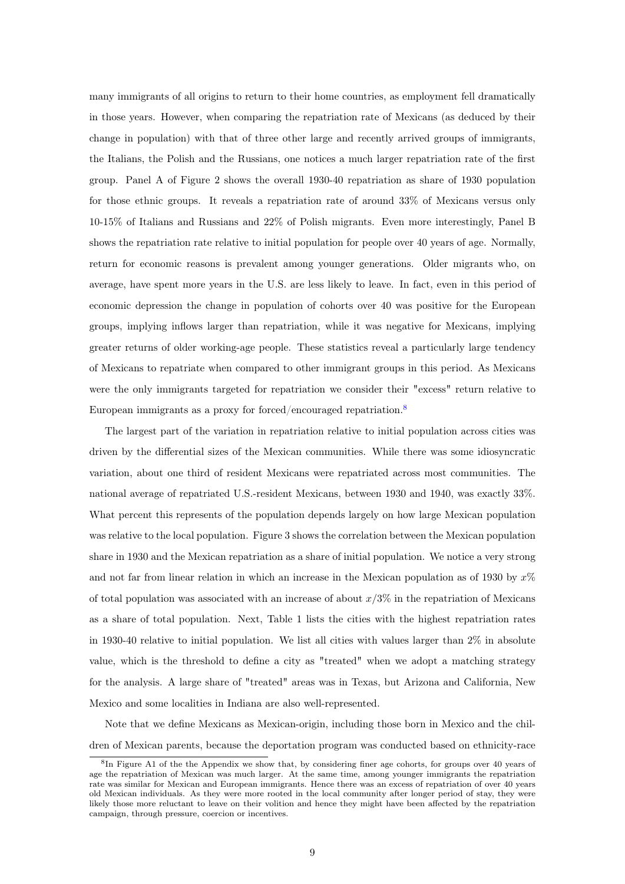many immigrants of all origins to return to their home countries, as employment fell dramatically in those years. However, when comparing the repatriation rate of Mexicans (as deduced by their change in population) with that of three other large and recently arrived groups of immigrants, the Italians, the Polish and the Russians, one notices a much larger repatriation rate of the first group. Panel A of Figure 2 shows the overall 1930-40 repatriation as share of 1930 population for those ethnic groups. It reveals a repatriation rate of around 33% of Mexicans versus only 10-15% of Italians and Russians and 22% of Polish migrants. Even more interestingly, Panel B shows the repatriation rate relative to initial population for people over 40 years of age. Normally, return for economic reasons is prevalent among younger generations. Older migrants who, on average, have spent more years in the U.S. are less likely to leave. In fact, even in this period of economic depression the change in population of cohorts over 40 was positive for the European groups, implying inflows larger than repatriation, while it was negative for Mexicans, implying greater returns of older working-age people. These statistics reveal a particularly large tendency of Mexicans to repatriate when compared to other immigrant groups in this period. As Mexicans were the only immigrants targeted for repatriation we consider their "excess" return relative to European immigrants as a proxy for forced/encouraged repatriation.[8]

The largest part of the variation in repatriation relative to initial population across cities was driven by the differential sizes of the Mexican communities. While there was some idiosyncratic variation, about one third of resident Mexicans were repatriated across most communities. The national average of repatriated U.S.-resident Mexicans, between 1930 and 1940, was exactly 33%. What percent this represents of the population depends largely on how large Mexican population was relative to the local population. Figure 3 shows the correlation between the Mexican population share in 1930 and the Mexican repatriation as a share of initial population. We notice a very strong and not far from linear relation in which an increase in the Mexican population as of 1930 by $x\%$ of total population was associated with an increase of about $x/3\%$ in the repatriation of Mexicans as a share of total population. Next, Table 1 lists the cities with the highest repatriation rates in 1930-40 relative to initial population. We list all cities with values larger than 2% in absolute value, which is the threshold to define a city as "treated" when we adopt a matching strategy for the analysis. A large share of "treated" areas was in Texas, but Arizona and California, New Mexico and some localities in Indiana are also well-represented.

Note that we define Mexicans as Mexican-origin, including those born in Mexico and the children of Mexican parents, because the deportation program was conducted based on ethnicity-race

[8] In Figure A1 of the the Appendix we show that, by considering finer age cohorts, for groups over 40 years of age the repatriation of Mexican was much larger. At the same time, among younger immigrants the repatriation rate was similar for Mexican and European immigrants. Hence there was an excess of repatriation of over 40 years old Mexican individuals. As they were more rooted in the local community after longer period of stay, they were likely those more reluctant to leave on their volition and hence they might have been affected by the repatriation campaign, through pressure, coercion or incentives.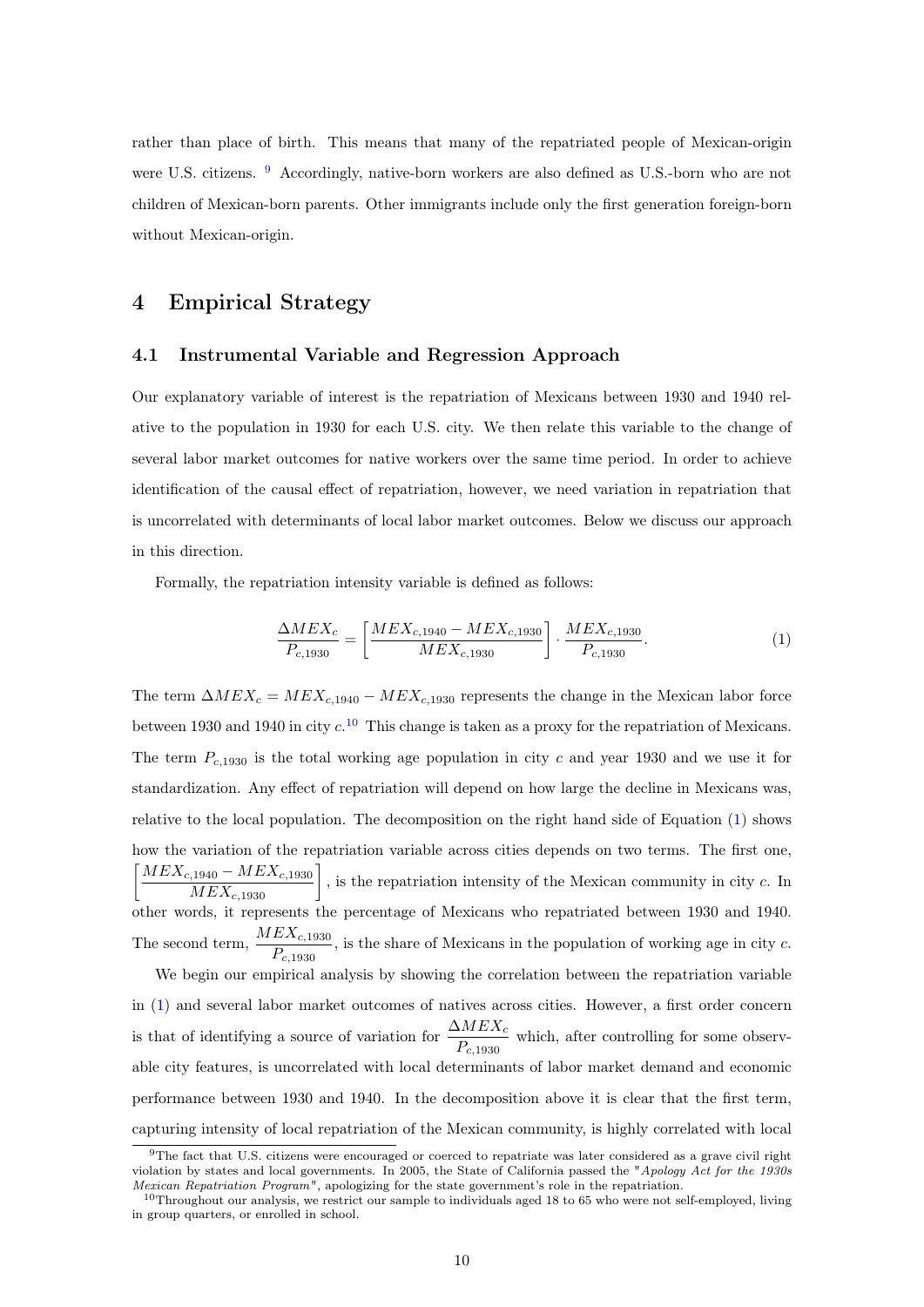rather than place of birth. This means that many of the repatriated people of Mexican-origin were U.S. citizens. [9] Accordingly, native-born workers are also defined as U.S.-born who are not children of Mexican-born parents. Other immigrants include only the first generation foreign-born without Mexican-origin.

# 4 Empirical Strategy

## 4.1 Instrumental Variable and Regression Approach

Our explanatory variable of interest is the repatriation of Mexicans between 1930 and 1940 relative to the population in 1930 for each U.S. city. We then relate this variable to the change of several labor market outcomes for native workers over the same time period. In order to achieve identification of the causal effect of repatriation, however, we need variation in repatriation that is uncorrelated with determinants of local labor market outcomes. Below we discuss our approach in this direction.

Formally, the repatriation intensity variable is defined as follows:

$$\frac{\Delta MEX_c}{P_{c,1930}} = \left[\frac{MEX_{c,1940} - MEX_{c,1930}}{MEX_{c,1930}}\right] \cdot \frac{MEX_{c,1930}}{P_{c,1930}}. \tag{1}$$

The term $\Delta MEX_c = MEX_{c,1940} - MEX_{c,1930}$ represents the change in the Mexican labor force between 1930 and 1940 in city $c$.[10] This change is taken as a proxy for the repatriation of Mexicans. The term $P_{c,1930}$ is the total working age population in city $c$ and year 1930 and we use it for standardization. Any effect of repatriation will depend on how large the decline in Mexicans was, relative to the local population. The decomposition on the right hand side of Equation (1) shows how the variation of the repatriation variable across cities depends on two terms. The first one, $\left[\frac{MEX_{c,1940} - MEX_{c,1930}}{MEX_{c,1930}}\right]$, is the repatriation intensity of the Mexican community in city $c$. In other words, it represents the percentage of Mexicans who repatriated between 1930 and 1940. The second term, $\frac{MEX_{c,1930}}{P_{c,1930}}$, is the share of Mexicans in the population of working age in city $c$.

We begin our empirical analysis by showing the correlation between the repatriation variable in (1) and several labor market outcomes of natives across cities. However, a first order concern is that of identifying a source of variation for $\frac{\Delta MEX_c}{P_{c,1930}}$ which, after controlling for some observable city features, is uncorrelated with local determinants of labor market demand and economic performance between 1930 and 1940. In the decomposition above it is clear that the first term, capturing intensity of local repatriation of the Mexican community, is highly correlated with local

[9] The fact that U.S. citizens were encouraged or coerced to repatriate was later considered as a grave civil right violation by states and local governments. In 2005, the State of California passed the "*Apology Act for the 1930s Mexican Repatriation Program*", apologizing for the state government's role in the repatriation.

[10] Throughout our analysis, we restrict our sample to individuals aged 18 to 65 who were not self-employed, living in group quarters, or enrolled in school.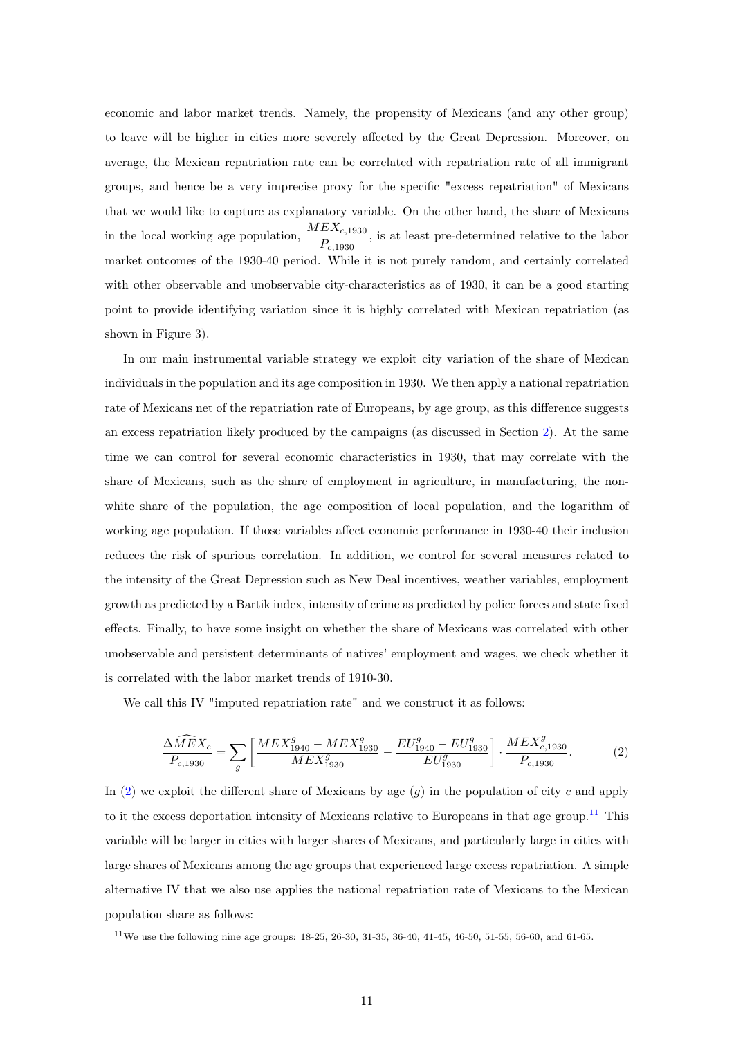economic and labor market trends. Namely, the propensity of Mexicans (and any other group) to leave will be higher in cities more severely affected by the Great Depression. Moreover, on average, the Mexican repatriation rate can be correlated with repatriation rate of all immigrant groups, and hence be a very imprecise proxy for the specific "excess repatriation" of Mexicans that we would like to capture as explanatory variable. On the other hand, the share of Mexicans in the local working age population, $\frac{MEX_{c,1930}}{P_{c,1930}}$, is at least pre-determined relative to the labor market outcomes of the 1930-40 period. While it is not purely random, and certainly correlated with other observable and unobservable city-characteristics as of 1930, it can be a good starting point to provide identifying variation since it is highly correlated with Mexican repatriation (as shown in Figure 3).

In our main instrumental variable strategy we exploit city variation of the share of Mexican individuals in the population and its age composition in 1930. We then apply a national repatriation rate of Mexicans net of the repatriation rate of Europeans, by age group, as this difference suggests an excess repatriation likely produced by the campaigns (as discussed in Section 2). At the same time we can control for several economic characteristics in 1930, that may correlate with the share of Mexicans, such as the share of employment in agriculture, in manufacturing, the non-white share of the population, the age composition of local population, and the logarithm of working age population. If those variables affect economic performance in 1930-40 their inclusion reduces the risk of spurious correlation. In addition, we control for several measures related to the intensity of the Great Depression such as New Deal incentives, weather variables, employment growth as predicted by a Bartik index, intensity of crime as predicted by police forces and state fixed effects. Finally, to have some insight on whether the share of Mexicans was correlated with other unobservable and persistent determinants of natives' employment and wages, we check whether it is correlated with the labor market trends of 1910-30.

We call this IV "imputed repatriation rate" and we construct it as follows:

$$\frac{\Delta \widehat{MEX}_c}{P_{c,1930}} = \sum_g \left[ \frac{MEX^g_{1940} - MEX^g_{1930}}{MEX^g_{1930}} - \frac{EU^g_{1940} - EU^g_{1930}}{EU^g_{1930}} \right] \cdot \frac{MEX^g_{c,1930}}{P_{c,1930}}. \tag{2}$$

In (2) we exploit the different share of Mexicans by age ($g$) in the population of city $c$ and apply to it the excess deportation intensity of Mexicans relative to Europeans in that age group.[11] This variable will be larger in cities with larger shares of Mexicans, and particularly large in cities with large shares of Mexicans among the age groups that experienced large excess repatriation. A simple alternative IV that we also use applies the national repatriation rate of Mexicans to the Mexican population share as follows:

[11] We use the following nine age groups: 18-25, 26-30, 31-35, 36-40, 41-45, 46-50, 51-55, 56-60, and 61-65.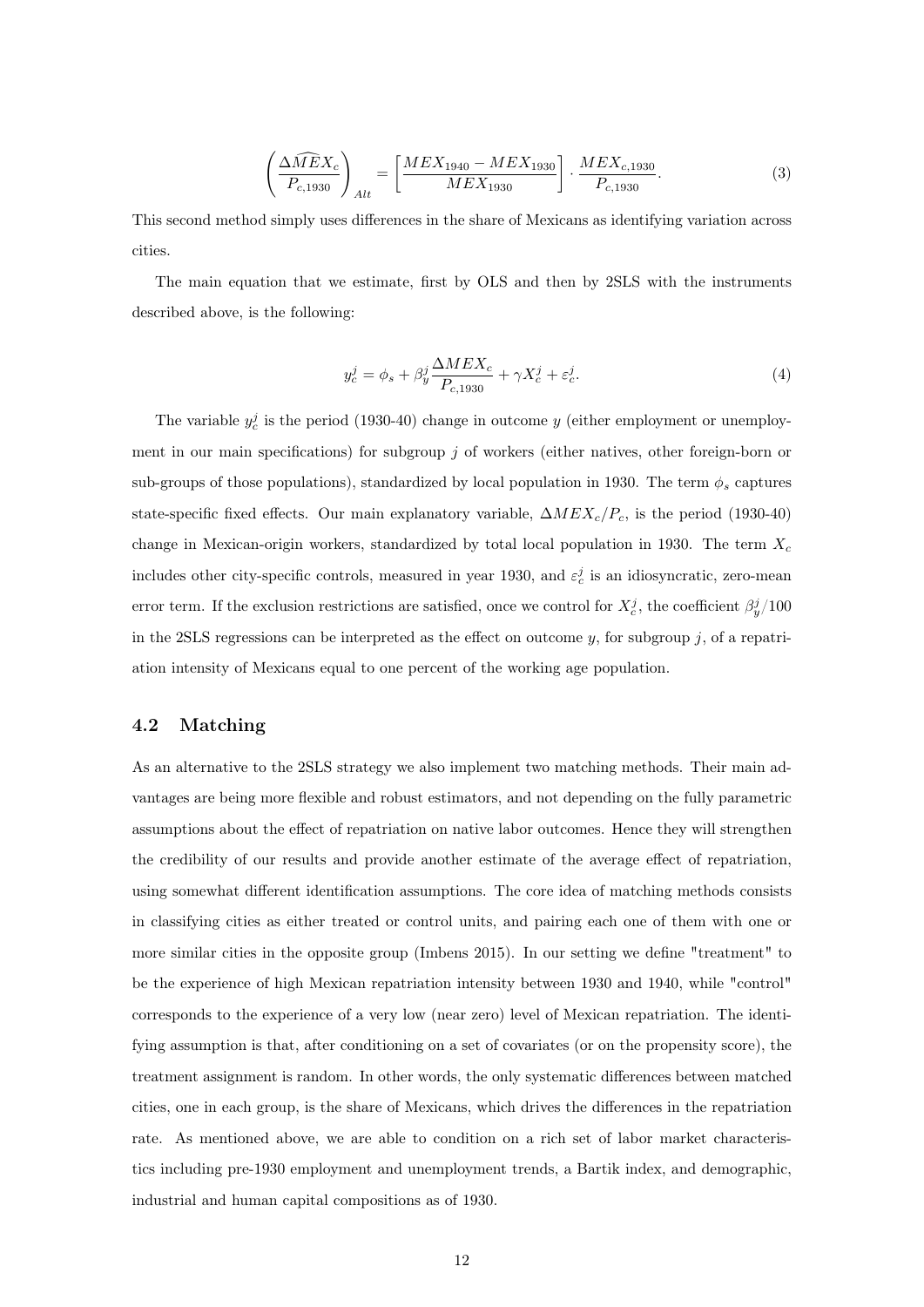$$\left(\frac{\Delta\widehat{MEX}_c}{P_{c,1930}}\right)_{Alt} = \left[\frac{MEX_{1940} - MEX_{1930}}{MEX_{1930}}\right] \cdot \frac{MEX_{c,1930}}{P_{c,1930}}. \tag{3}$$

This second method simply uses differences in the share of Mexicans as identifying variation across cities.

The main equation that we estimate, first by OLS and then by 2SLS with the instruments described above, is the following:

$$y_c^j = \phi_s + \beta_y^j \frac{\Delta MEX_c}{P_{c,1930}} + \gamma X_c^j + \varepsilon_c^j. \tag{4}$$

The variable $y_c^j$ is the period (1930-40) change in outcome $y$ (either employment or unemployment in our main specifications) for subgroup $j$ of workers (either natives, other foreign-born or sub-groups of those populations), standardized by local population in 1930. The term $\phi_s$ captures state-specific fixed effects. Our main explanatory variable, $\Delta MEX_c/P_c$, is the period (1930-40) change in Mexican-origin workers, standardized by total local population in 1930. The term $X_c$ includes other city-specific controls, measured in year 1930, and $\varepsilon_c^j$ is an idiosyncratic, zero-mean error term. If the exclusion restrictions are satisfied, once we control for $X_c^j$, the coefficient $\beta_y^j/100$ in the 2SLS regressions can be interpreted as the effect on outcome $y$, for subgroup $j$, of a repatriation intensity of Mexicans equal to one percent of the working age population.

## 4.2 Matching

As an alternative to the 2SLS strategy we also implement two matching methods. Their main advantages are being more flexible and robust estimators, and not depending on the fully parametric assumptions about the effect of repatriation on native labor outcomes. Hence they will strengthen the credibility of our results and provide another estimate of the average effect of repatriation, using somewhat different identification assumptions. The core idea of matching methods consists in classifying cities as either treated or control units, and pairing each one of them with one or more similar cities in the opposite group (Imbens 2015). In our setting we define "treatment" to be the experience of high Mexican repatriation intensity between 1930 and 1940, while "control" corresponds to the experience of a very low (near zero) level of Mexican repatriation. The identifying assumption is that, after conditioning on a set of covariates (or on the propensity score), the treatment assignment is random. In other words, the only systematic differences between matched cities, one in each group, is the share of Mexicans, which drives the differences in the repatriation rate. As mentioned above, we are able to condition on a rich set of labor market characteristics including pre-1930 employment and unemployment trends, a Bartik index, and demographic, industrial and human capital compositions as of 1930.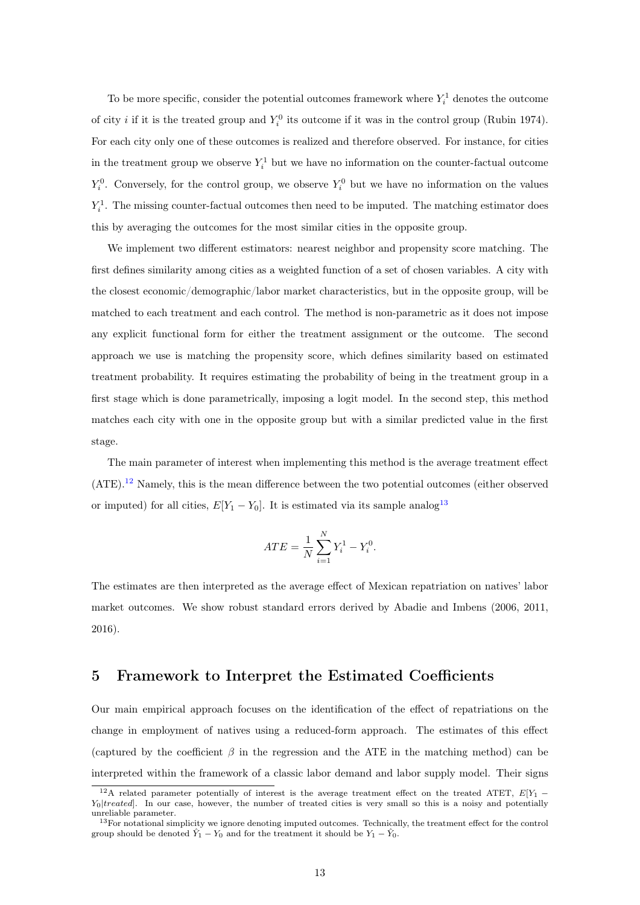To be more specific, consider the potential outcomes framework where $Y_i^1$ denotes the outcome of city $i$ if it is the treated group and $Y_i^0$ its outcome if it was in the control group (Rubin 1974). For each city only one of these outcomes is realized and therefore observed. For instance, for cities in the treatment group we observe $Y_i^1$ but we have no information on the counter-factual outcome $Y_i^0$. Conversely, for the control group, we observe $Y_i^0$ but we have no information on the values $Y_i^1$. The missing counter-factual outcomes then need to be imputed. The matching estimator does this by averaging the outcomes for the most similar cities in the opposite group.

We implement two different estimators: nearest neighbor and propensity score matching. The first defines similarity among cities as a weighted function of a set of chosen variables. A city with the closest economic/demographic/labor market characteristics, but in the opposite group, will be matched to each treatment and each control. The method is non-parametric as it does not impose any explicit functional form for either the treatment assignment or the outcome. The second approach we use is matching the propensity score, which defines similarity based on estimated treatment probability. It requires estimating the probability of being in the treatment group in a first stage which is done parametrically, imposing a logit model. In the second step, this method matches each city with one in the opposite group but with a similar predicted value in the first stage.

The main parameter of interest when implementing this method is the average treatment effect (ATE).[12] Namely, this is the mean difference between the two potential outcomes (either observed or imputed) for all cities, $E[Y_1 - Y_0]$. It is estimated via its sample analog[13]

$$ATE = \frac{1}{N}\sum_{i=1}^{N} Y_i^1 - Y_i^0.$$

The estimates are then interpreted as the average effect of Mexican repatriation on natives' labor market outcomes. We show robust standard errors derived by Abadie and Imbens (2006, 2011, 2016).

## 5 Framework to Interpret the Estimated Coefficients

Our main empirical approach focuses on the identification of the effect of repatriations on the change in employment of natives using a reduced-form approach. The estimates of this effect (captured by the coefficient $\beta$ in the regression and the ATE in the matching method) can be interpreted within the framework of a classic labor demand and labor supply model. Their signs

[12] A related parameter potentially of interest is the average treatment effect on the treated ATET, $E[Y_1 - Y_0|treated]$. In our case, however, the number of treated cities is very small so this is a noisy and potentially unreliable parameter.

[13] For notational simplicity we ignore denoting imputed outcomes. Technically, the treatment effect for the control group should be denoted $\hat{Y}_1 - Y_0$ and for the treatment it should be $Y_1 - \hat{Y}_0$.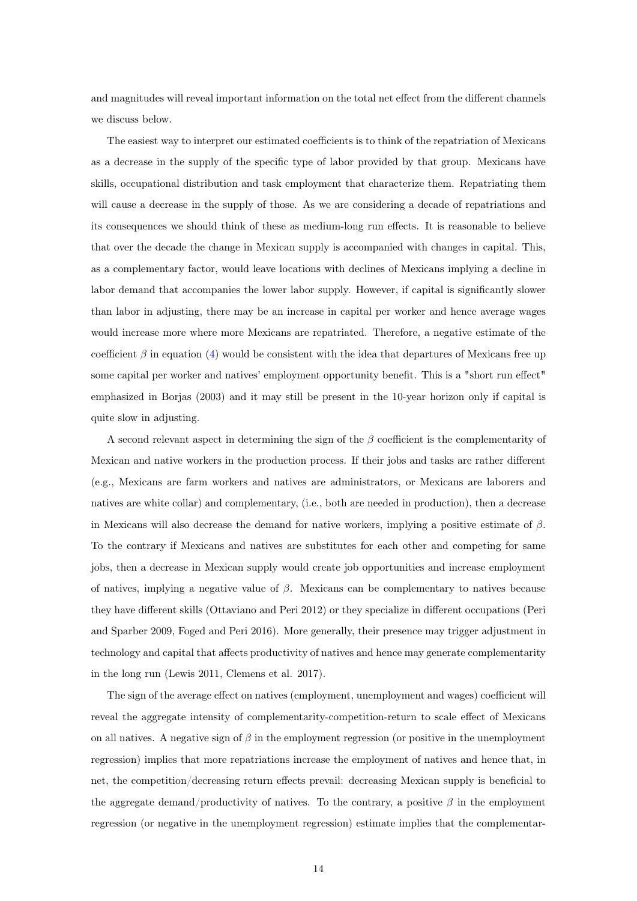and magnitudes will reveal important information on the total net effect from the different channels we discuss below.

The easiest way to interpret our estimated coefficients is to think of the repatriation of Mexicans as a decrease in the supply of the specific type of labor provided by that group. Mexicans have skills, occupational distribution and task employment that characterize them. Repatriating them will cause a decrease in the supply of those. As we are considering a decade of repatriations and its consequences we should think of these as medium-long run effects. It is reasonable to believe that over the decade the change in Mexican supply is accompanied with changes in capital. This, as a complementary factor, would leave locations with declines of Mexicans implying a decline in labor demand that accompanies the lower labor supply. However, if capital is significantly slower than labor in adjusting, there may be an increase in capital per worker and hence average wages would increase more where more Mexicans are repatriated. Therefore, a negative estimate of the coefficient $\beta$ in equation (4) would be consistent with the idea that departures of Mexicans free up some capital per worker and natives' employment opportunity benefit. This is a "short run effect" emphasized in Borjas (2003) and it may still be present in the 10-year horizon only if capital is quite slow in adjusting.

A second relevant aspect in determining the sign of the $\beta$ coefficient is the complementarity of Mexican and native workers in the production process. If their jobs and tasks are rather different (e.g., Mexicans are farm workers and natives are administrators, or Mexicans are laborers and natives are white collar) and complementary, (i.e., both are needed in production), then a decrease in Mexicans will also decrease the demand for native workers, implying a positive estimate of $\beta$. To the contrary if Mexicans and natives are substitutes for each other and competing for same jobs, then a decrease in Mexican supply would create job opportunities and increase employment of natives, implying a negative value of $\beta$. Mexicans can be complementary to natives because they have different skills (Ottaviano and Peri 2012) or they specialize in different occupations (Peri and Sparber 2009, Foged and Peri 2016). More generally, their presence may trigger adjustment in technology and capital that affects productivity of natives and hence may generate complementarity in the long run (Lewis 2011, Clemens et al. 2017).

The sign of the average effect on natives (employment, unemployment and wages) coefficient will reveal the aggregate intensity of complementarity-competition-return to scale effect of Mexicans on all natives. A negative sign of $\beta$ in the employment regression (or positive in the unemployment regression) implies that more repatriations increase the employment of natives and hence that, in net, the competition/decreasing return effects prevail: decreasing Mexican supply is beneficial to the aggregate demand/productivity of natives. To the contrary, a positive $\beta$ in the employment regression (or negative in the unemployment regression) estimate implies that the complementar-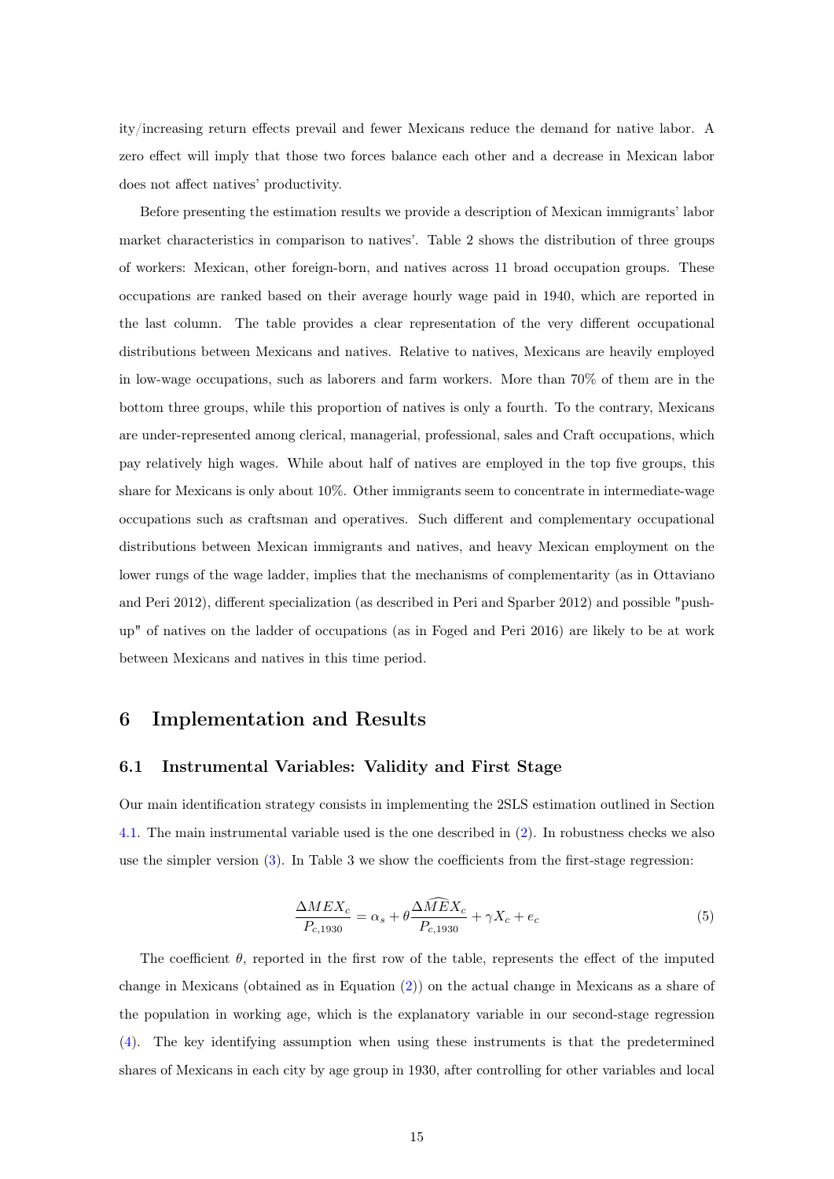ity/increasing return effects prevail and fewer Mexicans reduce the demand for native labor. A zero effect will imply that those two forces balance each other and a decrease in Mexican labor does not affect natives' productivity.

Before presenting the estimation results we provide a description of Mexican immigrants' labor market characteristics in comparison to natives'. Table 2 shows the distribution of three groups of workers: Mexican, other foreign-born, and natives across 11 broad occupation groups. These occupations are ranked based on their average hourly wage paid in 1940, which are reported in the last column. The table provides a clear representation of the very different occupational distributions between Mexicans and natives. Relative to natives, Mexicans are heavily employed in low-wage occupations, such as laborers and farm workers. More than 70% of them are in the bottom three groups, while this proportion of natives is only a fourth. To the contrary, Mexicans are under-represented among clerical, managerial, professional, sales and Craft occupations, which pay relatively high wages. While about half of natives are employed in the top five groups, this share for Mexicans is only about 10%. Other immigrants seem to concentrate in intermediate-wage occupations such as craftsman and operatives. Such different and complementary occupational distributions between Mexican immigrants and natives, and heavy Mexican employment on the lower rungs of the wage ladder, implies that the mechanisms of complementarity (as in Ottaviano and Peri 2012), different specialization (as described in Peri and Sparber 2012) and possible "push-up" of natives on the ladder of occupations (as in Foged and Peri 2016) are likely to be at work between Mexicans and natives in this time period.

# 6 Implementation and Results

## 6.1 Instrumental Variables: Validity and First Stage

Our main identification strategy consists in implementing the 2SLS estimation outlined in Section 4.1. The main instrumental variable used is the one described in (2). In robustness checks we also use the simpler version (3). In Table 3 we show the coefficients from the first-stage regression:

$$\frac{\Delta MEX_c}{P_{c,1930}} = \alpha_s + \theta \frac{\Delta \widehat{MEX}_c}{P_{c,1930}} + \gamma X_c + e_c \tag{5}$$

The coefficient $\theta$, reported in the first row of the table, represents the effect of the imputed change in Mexicans (obtained as in Equation (2)) on the actual change in Mexicans as a share of the population in working age, which is the explanatory variable in our second-stage regression (4). The key identifying assumption when using these instruments is that the predetermined shares of Mexicans in each city by age group in 1930, after controlling for other variables and local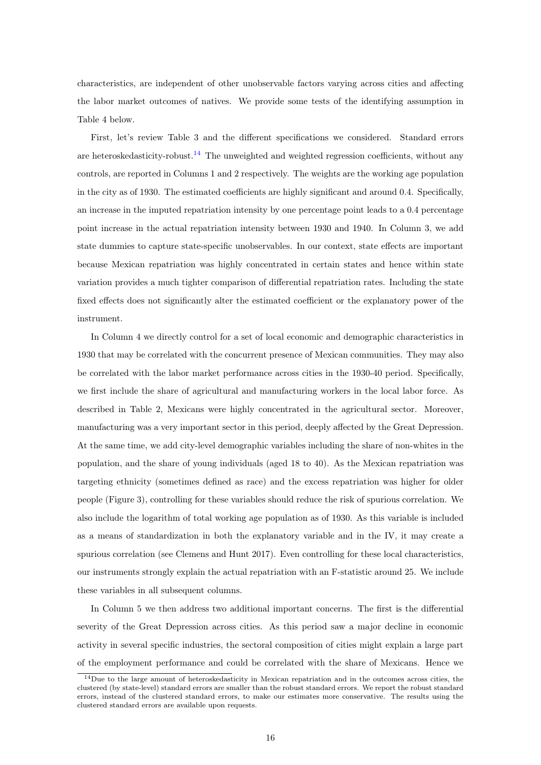characteristics, are independent of other unobservable factors varying across cities and affecting the labor market outcomes of natives. We provide some tests of the identifying assumption in Table 4 below.

First, let's review Table 3 and the different specifications we considered. Standard errors are heteroskedasticity-robust.[14] The unweighted and weighted regression coefficients, without any controls, are reported in Columns 1 and 2 respectively. The weights are the working age population in the city as of 1930. The estimated coefficients are highly significant and around 0.4. Specifically, an increase in the imputed repatriation intensity by one percentage point leads to a 0.4 percentage point increase in the actual repatriation intensity between 1930 and 1940. In Column 3, we add state dummies to capture state-specific unobservables. In our context, state effects are important because Mexican repatriation was highly concentrated in certain states and hence within state variation provides a much tighter comparison of differential repatriation rates. Including the state fixed effects does not significantly alter the estimated coefficient or the explanatory power of the instrument.

In Column 4 we directly control for a set of local economic and demographic characteristics in 1930 that may be correlated with the concurrent presence of Mexican communities. They may also be correlated with the labor market performance across cities in the 1930-40 period. Specifically, we first include the share of agricultural and manufacturing workers in the local labor force. As described in Table 2, Mexicans were highly concentrated in the agricultural sector. Moreover, manufacturing was a very important sector in this period, deeply affected by the Great Depression. At the same time, we add city-level demographic variables including the share of non-whites in the population, and the share of young individuals (aged 18 to 40). As the Mexican repatriation was targeting ethnicity (sometimes defined as race) and the excess repatriation was higher for older people (Figure 3), controlling for these variables should reduce the risk of spurious correlation. We also include the logarithm of total working age population as of 1930. As this variable is included as a means of standardization in both the explanatory variable and in the IV, it may create a spurious correlation (see Clemens and Hunt 2017). Even controlling for these local characteristics, our instruments strongly explain the actual repatriation with an F-statistic around 25. We include these variables in all subsequent columns.

In Column 5 we then address two additional important concerns. The first is the differential severity of the Great Depression across cities. As this period saw a major decline in economic activity in several specific industries, the sectoral composition of cities might explain a large part of the employment performance and could be correlated with the share of Mexicans. Hence we

[14] Due to the large amount of heteroskedasticity in Mexican repatriation and in the outcomes across cities, the clustered (by state-level) standard errors are smaller than the robust standard errors. We report the robust standard errors, instead of the clustered standard errors, to make our estimates more conservative. The results using the clustered standard errors are available upon requests.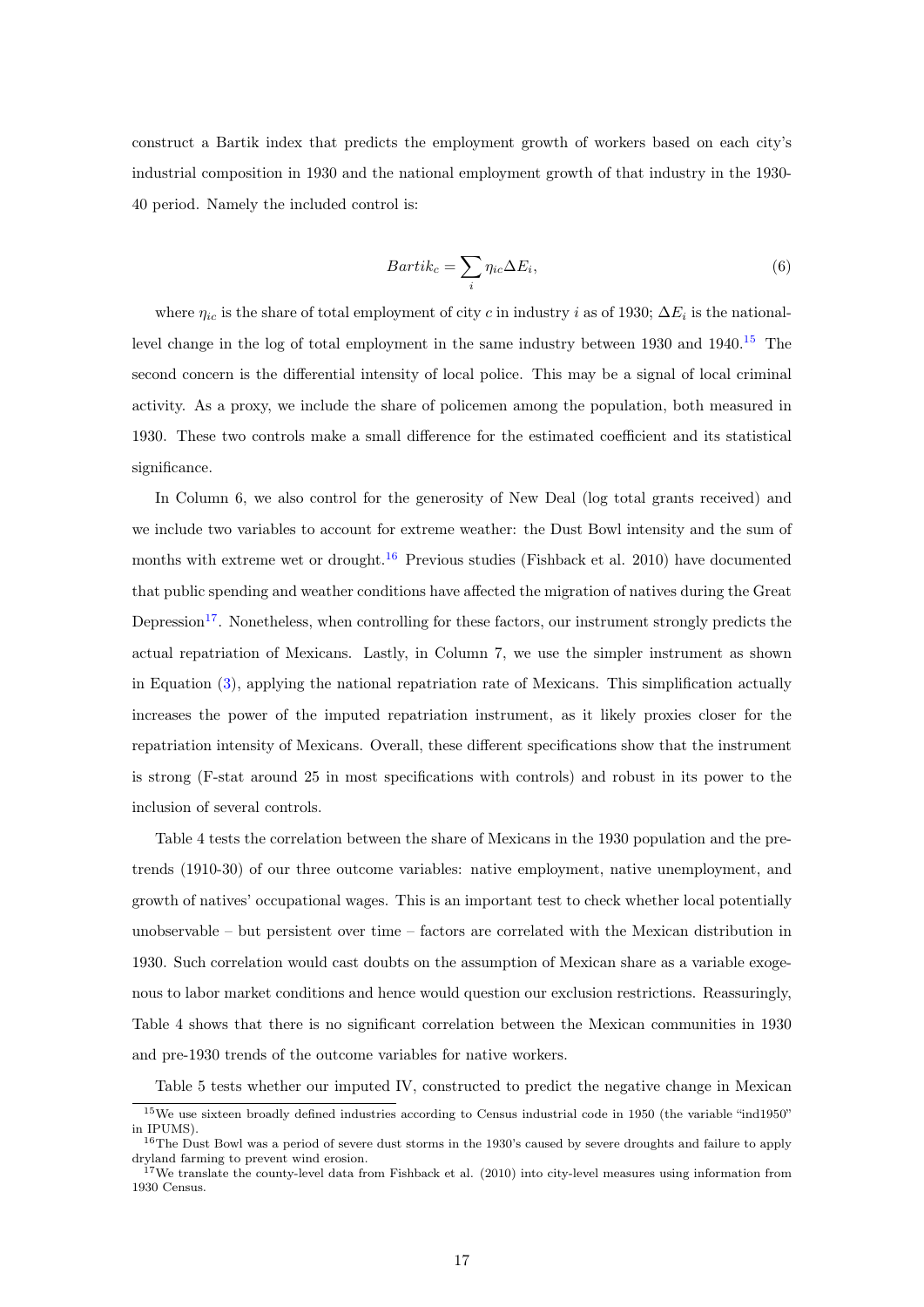construct a Bartik index that predicts the employment growth of workers based on each city's industrial composition in 1930 and the national employment growth of that industry in the 1930-40 period. Namely the included control is:

$$Bartik_c = \sum_i \eta_{ic} \Delta E_i, \tag{6}$$

where $\eta_{ic}$ is the share of total employment of city $c$ in industry $i$ as of 1930; $\Delta E_i$ is the national-level change in the log of total employment in the same industry between 1930 and 1940.[15] The second concern is the differential intensity of local police. This may be a signal of local criminal activity. As a proxy, we include the share of policemen among the population, both measured in 1930. These two controls make a small difference for the estimated coefficient and its statistical significance.

In Column 6, we also control for the generosity of New Deal (log total grants received) and we include two variables to account for extreme weather: the Dust Bowl intensity and the sum of months with extreme wet or drought.[16] Previous studies (Fishback et al. 2010) have documented that public spending and weather conditions have affected the migration of natives during the Great Depression[17]. Nonetheless, when controlling for these factors, our instrument strongly predicts the actual repatriation of Mexicans. Lastly, in Column 7, we use the simpler instrument as shown in Equation (3), applying the national repatriation rate of Mexicans. This simplification actually increases the power of the imputed repatriation instrument, as it likely proxies closer for the repatriation intensity of Mexicans. Overall, these different specifications show that the instrument is strong (F-stat around 25 in most specifications with controls) and robust in its power to the inclusion of several controls.

Table 4 tests the correlation between the share of Mexicans in the 1930 population and the pre-trends (1910-30) of our three outcome variables: native employment, native unemployment, and growth of natives' occupational wages. This is an important test to check whether local potentially unobservable – but persistent over time – factors are correlated with the Mexican distribution in 1930. Such correlation would cast doubts on the assumption of Mexican share as a variable exogenous to labor market conditions and hence would question our exclusion restrictions. Reassuringly, Table 4 shows that there is no significant correlation between the Mexican communities in 1930 and pre-1930 trends of the outcome variables for native workers.

Table 5 tests whether our imputed IV, constructed to predict the negative change in Mexican

[15] We use sixteen broadly defined industries according to Census industrial code in 1950 (the variable "ind1950" in IPUMS).

[16] The Dust Bowl was a period of severe dust storms in the 1930's caused by severe droughts and failure to apply dryland farming to prevent wind erosion.

[17] We translate the county-level data from Fishback et al. (2010) into city-level measures using information from 1930 Census.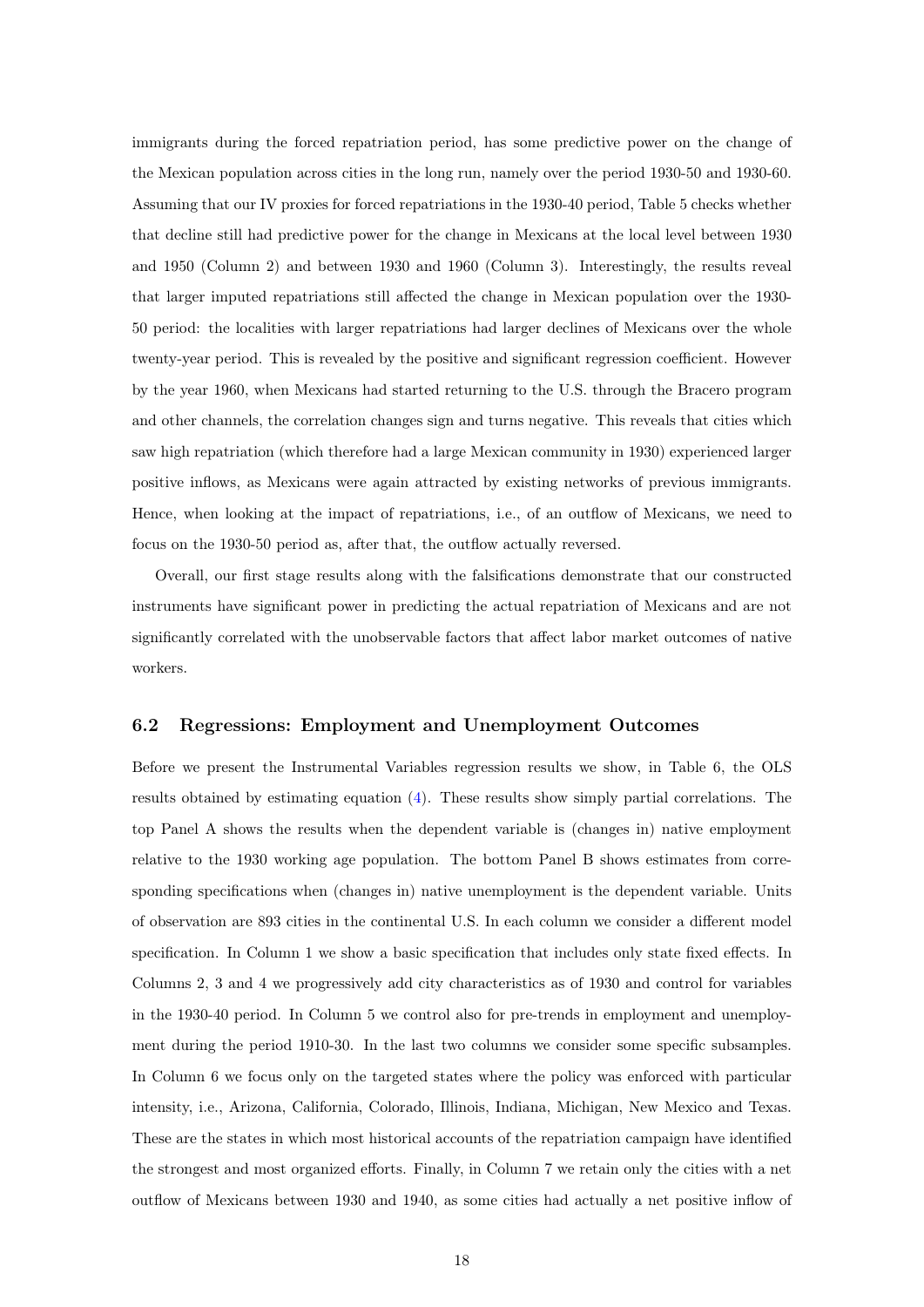immigrants during the forced repatriation period, has some predictive power on the change of the Mexican population across cities in the long run, namely over the period 1930-50 and 1930-60. Assuming that our IV proxies for forced repatriations in the 1930-40 period, Table 5 checks whether that decline still had predictive power for the change in Mexicans at the local level between 1930 and 1950 (Column 2) and between 1930 and 1960 (Column 3). Interestingly, the results reveal that larger imputed repatriations still affected the change in Mexican population over the 1930-50 period: the localities with larger repatriations had larger declines of Mexicans over the whole twenty-year period. This is revealed by the positive and significant regression coefficient. However by the year 1960, when Mexicans had started returning to the U.S. through the Bracero program and other channels, the correlation changes sign and turns negative. This reveals that cities which saw high repatriation (which therefore had a large Mexican community in 1930) experienced larger positive inflows, as Mexicans were again attracted by existing networks of previous immigrants. Hence, when looking at the impact of repatriations, i.e., of an outflow of Mexicans, we need to focus on the 1930-50 period as, after that, the outflow actually reversed.

Overall, our first stage results along with the falsifications demonstrate that our constructed instruments have significant power in predicting the actual repatriation of Mexicans and are not significantly correlated with the unobservable factors that affect labor market outcomes of native workers.

### 6.2 Regressions: Employment and Unemployment Outcomes

Before we present the Instrumental Variables regression results we show, in Table 6, the OLS results obtained by estimating equation (4). These results show simply partial correlations. The top Panel A shows the results when the dependent variable is (changes in) native employment relative to the 1930 working age population. The bottom Panel B shows estimates from corresponding specifications when (changes in) native unemployment is the dependent variable. Units of observation are 893 cities in the continental U.S. In each column we consider a different model specification. In Column 1 we show a basic specification that includes only state fixed effects. In Columns 2, 3 and 4 we progressively add city characteristics as of 1930 and control for variables in the 1930-40 period. In Column 5 we control also for pre-trends in employment and unemployment during the period 1910-30. In the last two columns we consider some specific subsamples. In Column 6 we focus only on the targeted states where the policy was enforced with particular intensity, i.e., Arizona, California, Colorado, Illinois, Indiana, Michigan, New Mexico and Texas. These are the states in which most historical accounts of the repatriation campaign have identified the strongest and most organized efforts. Finally, in Column 7 we retain only the cities with a net outflow of Mexicans between 1930 and 1940, as some cities had actually a net positive inflow of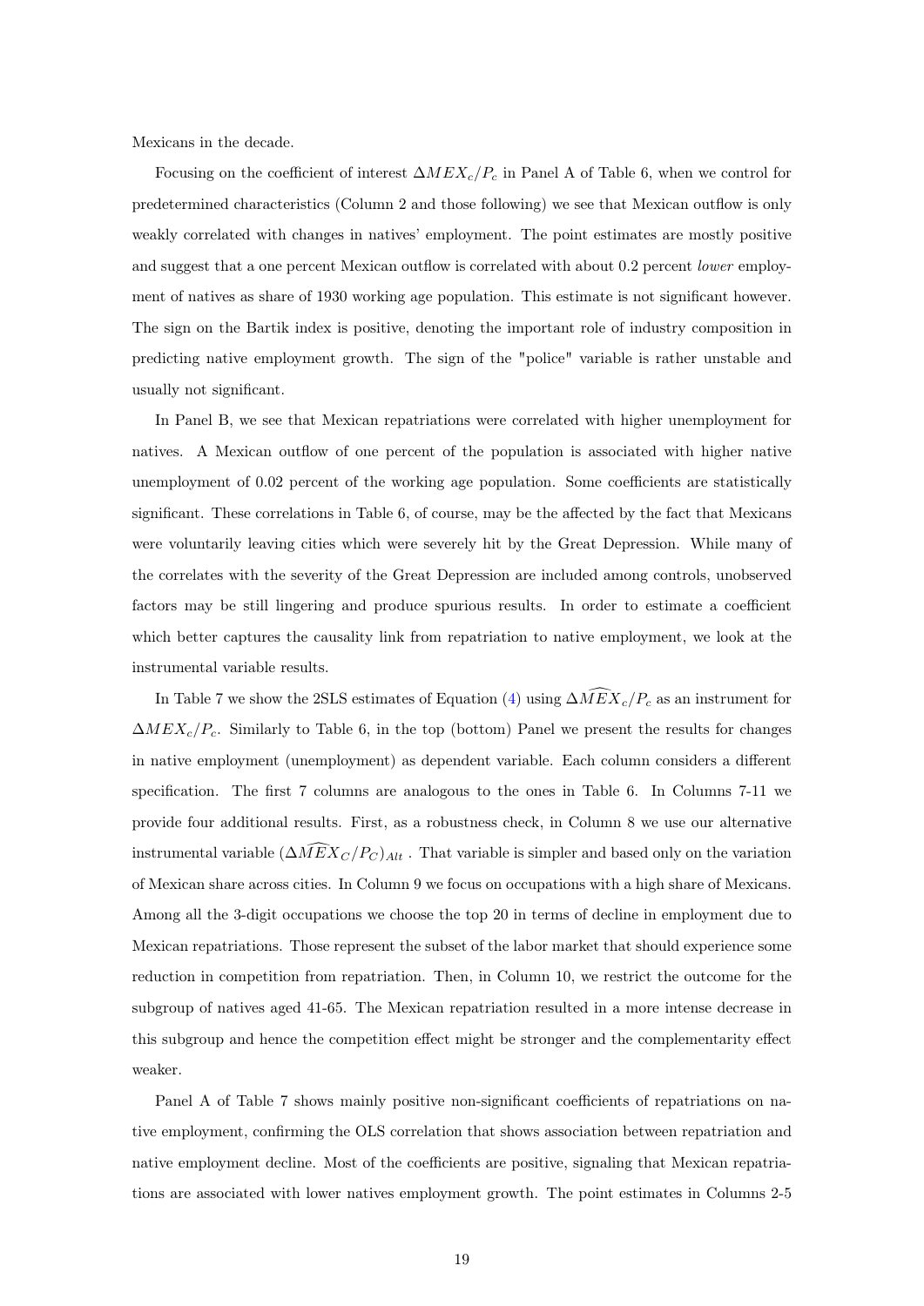Mexicans in the decade.

Focusing on the coefficient of interest $\Delta MEX_c/P_c$ in Panel A of Table 6, when we control for predetermined characteristics (Column 2 and those following) we see that Mexican outflow is only weakly correlated with changes in natives' employment. The point estimates are mostly positive and suggest that a one percent Mexican outflow is correlated with about 0.2 percent *lower* employment of natives as share of 1930 working age population. This estimate is not significant however. The sign on the Bartik index is positive, denoting the important role of industry composition in predicting native employment growth. The sign of the "police" variable is rather unstable and usually not significant.

In Panel B, we see that Mexican repatriations were correlated with higher unemployment for natives. A Mexican outflow of one percent of the population is associated with higher native unemployment of 0.02 percent of the working age population. Some coefficients are statistically significant. These correlations in Table 6, of course, may be the affected by the fact that Mexicans were voluntarily leaving cities which were severely hit by the Great Depression. While many of the correlates with the severity of the Great Depression are included among controls, unobserved factors may be still lingering and produce spurious results. In order to estimate a coefficient which better captures the causality link from repatriation to native employment, we look at the instrumental variable results.

In Table 7 we show the 2SLS estimates of Equation (4) using $\Delta \widehat{MEX}_c/P_c$ as an instrument for $\Delta MEX_c/P_c$. Similarly to Table 6, in the top (bottom) Panel we present the results for changes in native employment (unemployment) as dependent variable. Each column considers a different specification. The first 7 columns are analogous to the ones in Table 6. In Columns 7-11 we provide four additional results. First, as a robustness check, in Column 8 we use our alternative instrumental variable $(\Delta \widehat{MEX}_C/P_C)_{Alt}$ . That variable is simpler and based only on the variation of Mexican share across cities. In Column 9 we focus on occupations with a high share of Mexicans. Among all the 3-digit occupations we choose the top 20 in terms of decline in employment due to Mexican repatriations. Those represent the subset of the labor market that should experience some reduction in competition from repatriation. Then, in Column 10, we restrict the outcome for the subgroup of natives aged 41-65. The Mexican repatriation resulted in a more intense decrease in this subgroup and hence the competition effect might be stronger and the complementarity effect weaker.

Panel A of Table 7 shows mainly positive non-significant coefficients of repatriations on native employment, confirming the OLS correlation that shows association between repatriation and native employment decline. Most of the coefficients are positive, signaling that Mexican repatriations are associated with lower natives employment growth. The point estimates in Columns 2-5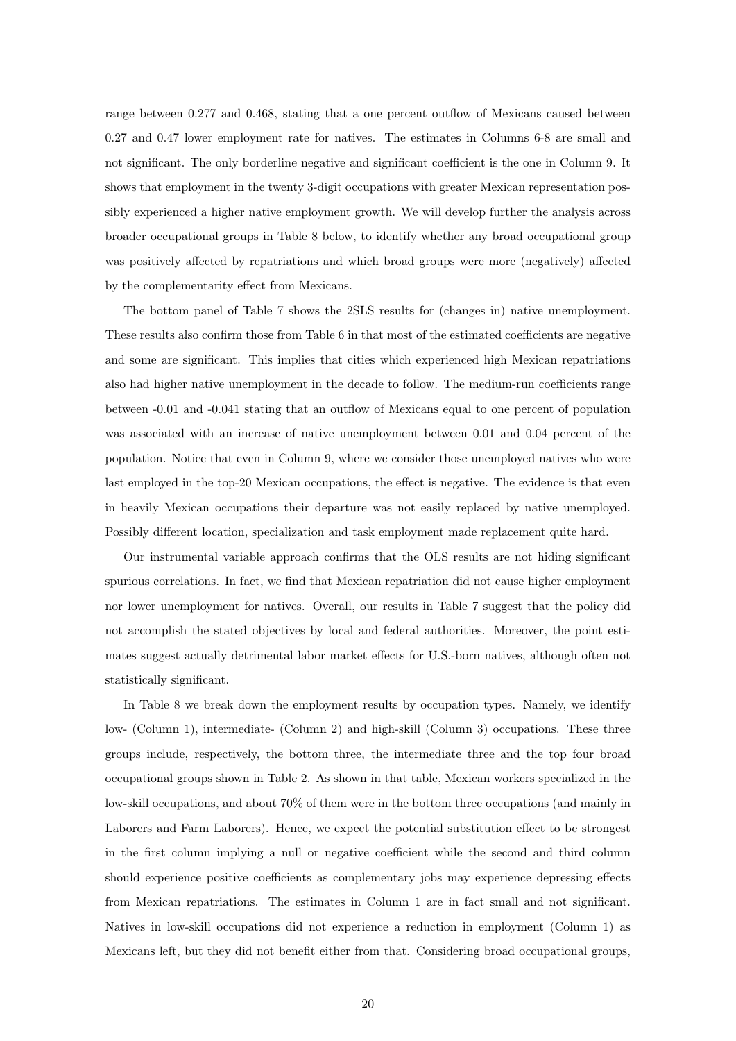range between 0.277 and 0.468, stating that a one percent outflow of Mexicans caused between 0.27 and 0.47 lower employment rate for natives. The estimates in Columns 6-8 are small and not significant. The only borderline negative and significant coefficient is the one in Column 9. It shows that employment in the twenty 3-digit occupations with greater Mexican representation possibly experienced a higher native employment growth. We will develop further the analysis across broader occupational groups in Table 8 below, to identify whether any broad occupational group was positively affected by repatriations and which broad groups were more (negatively) affected by the complementarity effect from Mexicans.

The bottom panel of Table 7 shows the 2SLS results for (changes in) native unemployment. These results also confirm those from Table 6 in that most of the estimated coefficients are negative and some are significant. This implies that cities which experienced high Mexican repatriations also had higher native unemployment in the decade to follow. The medium-run coefficients range between -0.01 and -0.041 stating that an outflow of Mexicans equal to one percent of population was associated with an increase of native unemployment between 0.01 and 0.04 percent of the population. Notice that even in Column 9, where we consider those unemployed natives who were last employed in the top-20 Mexican occupations, the effect is negative. The evidence is that even in heavily Mexican occupations their departure was not easily replaced by native unemployed. Possibly different location, specialization and task employment made replacement quite hard.

Our instrumental variable approach confirms that the OLS results are not hiding significant spurious correlations. In fact, we find that Mexican repatriation did not cause higher employment nor lower unemployment for natives. Overall, our results in Table 7 suggest that the policy did not accomplish the stated objectives by local and federal authorities. Moreover, the point estimates suggest actually detrimental labor market effects for U.S.-born natives, although often not statistically significant.

In Table 8 we break down the employment results by occupation types. Namely, we identify low- (Column 1), intermediate- (Column 2) and high-skill (Column 3) occupations. These three groups include, respectively, the bottom three, the intermediate three and the top four broad occupational groups shown in Table 2. As shown in that table, Mexican workers specialized in the low-skill occupations, and about 70% of them were in the bottom three occupations (and mainly in Laborers and Farm Laborers). Hence, we expect the potential substitution effect to be strongest in the first column implying a null or negative coefficient while the second and third column should experience positive coefficients as complementary jobs may experience depressing effects from Mexican repatriations. The estimates in Column 1 are in fact small and not significant. Natives in low-skill occupations did not experience a reduction in employment (Column 1) as Mexicans left, but they did not benefit either from that. Considering broad occupational groups,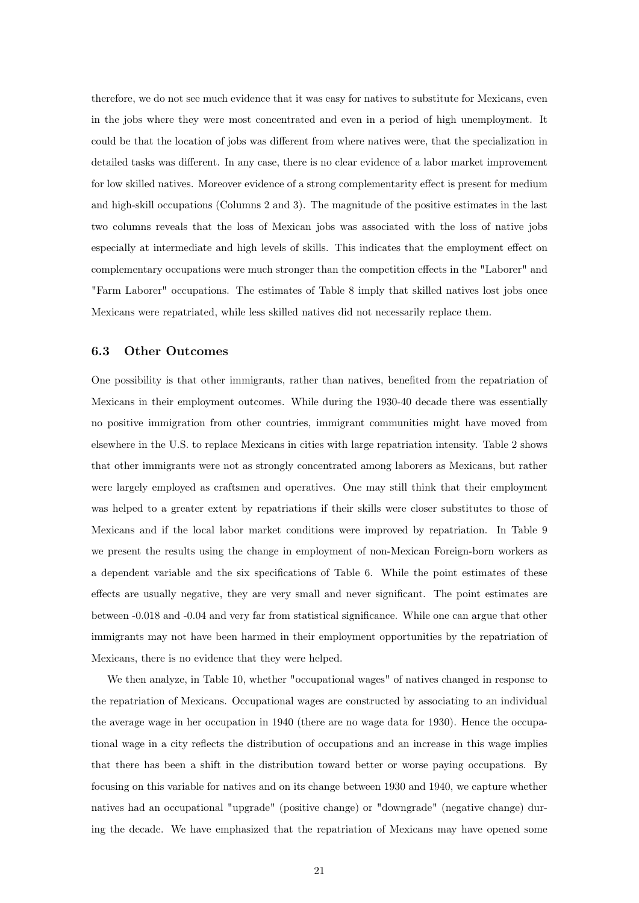therefore, we do not see much evidence that it was easy for natives to substitute for Mexicans, even in the jobs where they were most concentrated and even in a period of high unemployment. It could be that the location of jobs was different from where natives were, that the specialization in detailed tasks was different. In any case, there is no clear evidence of a labor market improvement for low skilled natives. Moreover evidence of a strong complementarity effect is present for medium and high-skill occupations (Columns 2 and 3). The magnitude of the positive estimates in the last two columns reveals that the loss of Mexican jobs was associated with the loss of native jobs especially at intermediate and high levels of skills. This indicates that the employment effect on complementary occupations were much stronger than the competition effects in the "Laborer" and "Farm Laborer" occupations. The estimates of Table 8 imply that skilled natives lost jobs once Mexicans were repatriated, while less skilled natives did not necessarily replace them.

### 6.3 Other Outcomes

One possibility is that other immigrants, rather than natives, benefited from the repatriation of Mexicans in their employment outcomes. While during the 1930-40 decade there was essentially no positive immigration from other countries, immigrant communities might have moved from elsewhere in the U.S. to replace Mexicans in cities with large repatriation intensity. Table 2 shows that other immigrants were not as strongly concentrated among laborers as Mexicans, but rather were largely employed as craftsmen and operatives. One may still think that their employment was helped to a greater extent by repatriations if their skills were closer substitutes to those of Mexicans and if the local labor market conditions were improved by repatriation. In Table 9 we present the results using the change in employment of non-Mexican Foreign-born workers as a dependent variable and the six specifications of Table 6. While the point estimates of these effects are usually negative, they are very small and never significant. The point estimates are between -0.018 and -0.04 and very far from statistical significance. While one can argue that other immigrants may not have been harmed in their employment opportunities by the repatriation of Mexicans, there is no evidence that they were helped.

We then analyze, in Table 10, whether "occupational wages" of natives changed in response to the repatriation of Mexicans. Occupational wages are constructed by associating to an individual the average wage in her occupation in 1940 (there are no wage data for 1930). Hence the occupational wage in a city reflects the distribution of occupations and an increase in this wage implies that there has been a shift in the distribution toward better or worse paying occupations. By focusing on this variable for natives and on its change between 1930 and 1940, we capture whether natives had an occupational "upgrade" (positive change) or "downgrade" (negative change) during the decade. We have emphasized that the repatriation of Mexicans may have opened some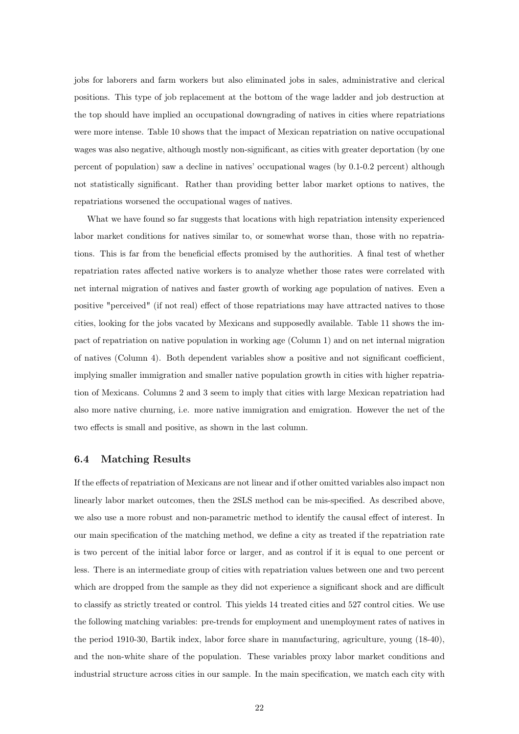jobs for laborers and farm workers but also eliminated jobs in sales, administrative and clerical positions. This type of job replacement at the bottom of the wage ladder and job destruction at the top should have implied an occupational downgrading of natives in cities where repatriations were more intense. Table 10 shows that the impact of Mexican repatriation on native occupational wages was also negative, although mostly non-significant, as cities with greater deportation (by one percent of population) saw a decline in natives' occupational wages (by 0.1-0.2 percent) although not statistically significant. Rather than providing better labor market options to natives, the repatriations worsened the occupational wages of natives.

What we have found so far suggests that locations with high repatriation intensity experienced labor market conditions for natives similar to, or somewhat worse than, those with no repatriations. This is far from the beneficial effects promised by the authorities. A final test of whether repatriation rates affected native workers is to analyze whether those rates were correlated with net internal migration of natives and faster growth of working age population of natives. Even a positive "perceived" (if not real) effect of those repatriations may have attracted natives to those cities, looking for the jobs vacated by Mexicans and supposedly available. Table 11 shows the impact of repatriation on native population in working age (Column 1) and on net internal migration of natives (Column 4). Both dependent variables show a positive and not significant coefficient, implying smaller immigration and smaller native population growth in cities with higher repatriation of Mexicans. Columns 2 and 3 seem to imply that cities with large Mexican repatriation had also more native churning, i.e. more native immigration and emigration. However the net of the two effects is small and positive, as shown in the last column.

### 6.4 Matching Results

If the effects of repatriation of Mexicans are not linear and if other omitted variables also impact non linearly labor market outcomes, then the 2SLS method can be mis-specified. As described above, we also use a more robust and non-parametric method to identify the causal effect of interest. In our main specification of the matching method, we define a city as treated if the repatriation rate is two percent of the initial labor force or larger, and as control if it is equal to one percent or less. There is an intermediate group of cities with repatriation values between one and two percent which are dropped from the sample as they did not experience a significant shock and are difficult to classify as strictly treated or control. This yields 14 treated cities and 527 control cities. We use the following matching variables: pre-trends for employment and unemployment rates of natives in the period 1910-30, Bartik index, labor force share in manufacturing, agriculture, young (18-40), and the non-white share of the population. These variables proxy labor market conditions and industrial structure across cities in our sample. In the main specification, we match each city with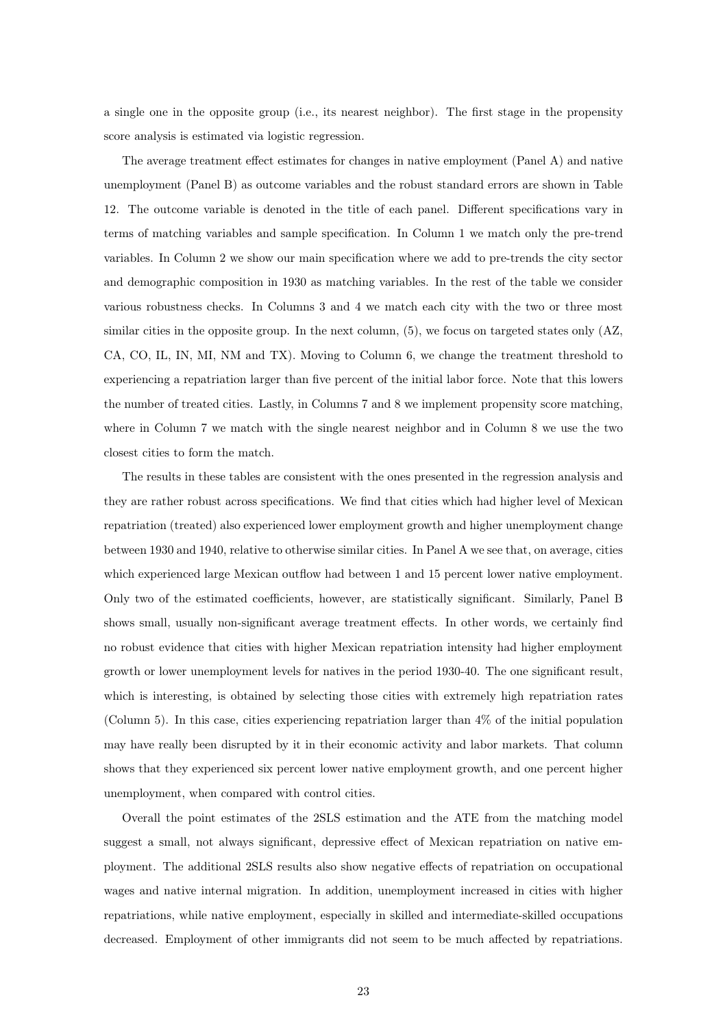a single one in the opposite group (i.e., its nearest neighbor). The first stage in the propensity score analysis is estimated via logistic regression.

The average treatment effect estimates for changes in native employment (Panel A) and native unemployment (Panel B) as outcome variables and the robust standard errors are shown in Table 12. The outcome variable is denoted in the title of each panel. Different specifications vary in terms of matching variables and sample specification. In Column 1 we match only the pre-trend variables. In Column 2 we show our main specification where we add to pre-trends the city sector and demographic composition in 1930 as matching variables. In the rest of the table we consider various robustness checks. In Columns 3 and 4 we match each city with the two or three most similar cities in the opposite group. In the next column, (5), we focus on targeted states only (AZ, CA, CO, IL, IN, MI, NM and TX). Moving to Column 6, we change the treatment threshold to experiencing a repatriation larger than five percent of the initial labor force. Note that this lowers the number of treated cities. Lastly, in Columns 7 and 8 we implement propensity score matching, where in Column 7 we match with the single nearest neighbor and in Column 8 we use the two closest cities to form the match.

The results in these tables are consistent with the ones presented in the regression analysis and they are rather robust across specifications. We find that cities which had higher level of Mexican repatriation (treated) also experienced lower employment growth and higher unemployment change between 1930 and 1940, relative to otherwise similar cities. In Panel A we see that, on average, cities which experienced large Mexican outflow had between 1 and 15 percent lower native employment. Only two of the estimated coefficients, however, are statistically significant. Similarly, Panel B shows small, usually non-significant average treatment effects. In other words, we certainly find no robust evidence that cities with higher Mexican repatriation intensity had higher employment growth or lower unemployment levels for natives in the period 1930-40. The one significant result, which is interesting, is obtained by selecting those cities with extremely high repatriation rates (Column 5). In this case, cities experiencing repatriation larger than 4% of the initial population may have really been disrupted by it in their economic activity and labor markets. That column shows that they experienced six percent lower native employment growth, and one percent higher unemployment, when compared with control cities.

Overall the point estimates of the 2SLS estimation and the ATE from the matching model suggest a small, not always significant, depressive effect of Mexican repatriation on native employment. The additional 2SLS results also show negative effects of repatriation on occupational wages and native internal migration. In addition, unemployment increased in cities with higher repatriations, while native employment, especially in skilled and intermediate-skilled occupations decreased. Employment of other immigrants did not seem to be much affected by repatriations.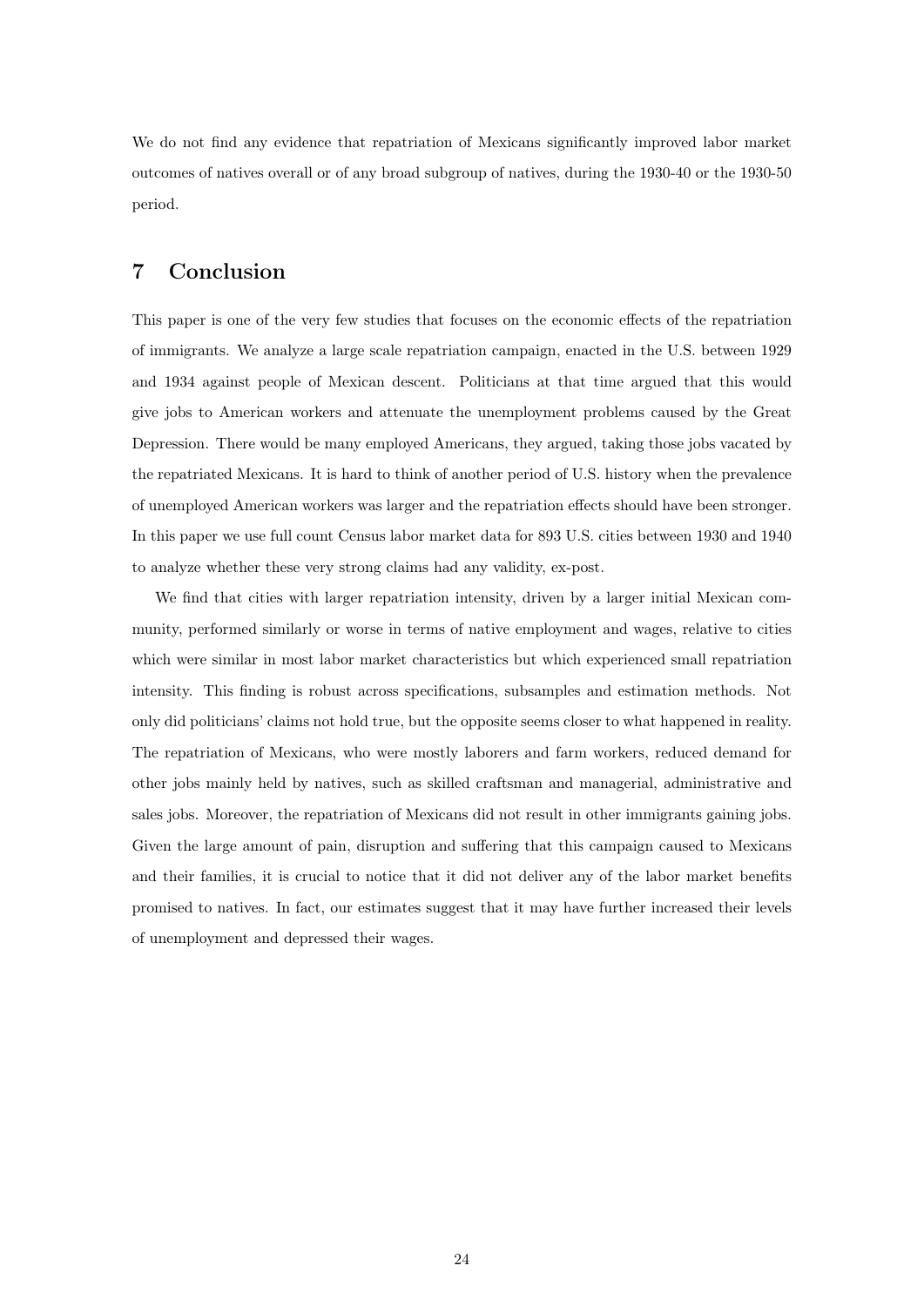We do not find any evidence that repatriation of Mexicans significantly improved labor market outcomes of natives overall or of any broad subgroup of natives, during the 1930-40 or the 1930-50 period.

## 7 Conclusion

This paper is one of the very few studies that focuses on the economic effects of the repatriation of immigrants. We analyze a large scale repatriation campaign, enacted in the U.S. between 1929 and 1934 against people of Mexican descent. Politicians at that time argued that this would give jobs to American workers and attenuate the unemployment problems caused by the Great Depression. There would be many employed Americans, they argued, taking those jobs vacated by the repatriated Mexicans. It is hard to think of another period of U.S. history when the prevalence of unemployed American workers was larger and the repatriation effects should have been stronger. In this paper we use full count Census labor market data for 893 U.S. cities between 1930 and 1940 to analyze whether these very strong claims had any validity, ex-post.

We find that cities with larger repatriation intensity, driven by a larger initial Mexican community, performed similarly or worse in terms of native employment and wages, relative to cities which were similar in most labor market characteristics but which experienced small repatriation intensity. This finding is robust across specifications, subsamples and estimation methods. Not only did politicians' claims not hold true, but the opposite seems closer to what happened in reality. The repatriation of Mexicans, who were mostly laborers and farm workers, reduced demand for other jobs mainly held by natives, such as skilled craftsman and managerial, administrative and sales jobs. Moreover, the repatriation of Mexicans did not result in other immigrants gaining jobs. Given the large amount of pain, disruption and suffering that this campaign caused to Mexicans and their families, it is crucial to notice that it did not deliver any of the labor market benefits promised to natives. In fact, our estimates suggest that it may have further increased their levels of unemployment and depressed their wages.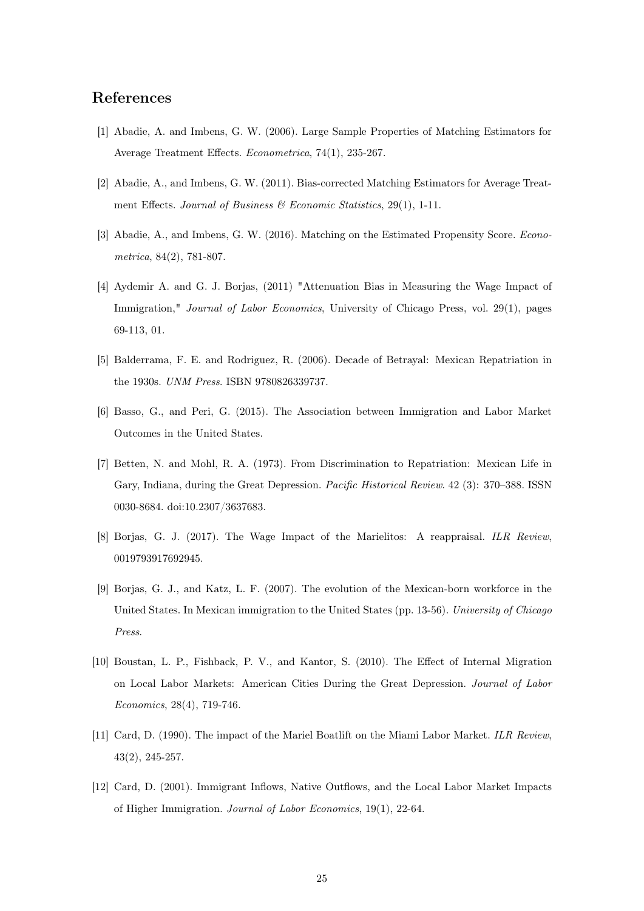## References

[1] Abadie, A. and Imbens, G. W. (2006). Large Sample Properties of Matching Estimators for Average Treatment Effects. *Econometrica*, 74(1), 235-267.

[2] Abadie, A., and Imbens, G. W. (2011). Bias-corrected Matching Estimators for Average Treatment Effects. *Journal of Business & Economic Statistics*, 29(1), 1-11.

[3] Abadie, A., and Imbens, G. W. (2016). Matching on the Estimated Propensity Score. *Econometrica*, 84(2), 781-807.

[4] Aydemir A. and G. J. Borjas, (2011) "Attenuation Bias in Measuring the Wage Impact of Immigration," *Journal of Labor Economics*, University of Chicago Press, vol. 29(1), pages 69-113, 01.

[5] Balderrama, F. E. and Rodriguez, R. (2006). Decade of Betrayal: Mexican Repatriation in the 1930s. *UNM Press*. ISBN 9780826339737.

[6] Basso, G., and Peri, G. (2015). The Association between Immigration and Labor Market Outcomes in the United States.

[7] Betten, N. and Mohl, R. A. (1973). From Discrimination to Repatriation: Mexican Life in Gary, Indiana, during the Great Depression. *Pacific Historical Review*. 42 (3): 370–388. ISSN 0030-8684. doi:10.2307/3637683.

[8] Borjas, G. J. (2017). The Wage Impact of the Marielitos: A reappraisal. *ILR Review*, 0019793917692945.

[9] Borjas, G. J., and Katz, L. F. (2007). The evolution of the Mexican-born workforce in the United States. In Mexican immigration to the United States (pp. 13-56). *University of Chicago Press*.

[10] Boustan, L. P., Fishback, P. V., and Kantor, S. (2010). The Effect of Internal Migration on Local Labor Markets: American Cities During the Great Depression. *Journal of Labor Economics*, 28(4), 719-746.

[11] Card, D. (1990). The impact of the Mariel Boatlift on the Miami Labor Market. *ILR Review*, 43(2), 245-257.

[12] Card, D. (2001). Immigrant Inflows, Native Outflows, and the Local Labor Market Impacts of Higher Immigration. *Journal of Labor Economics*, 19(1), 22-64.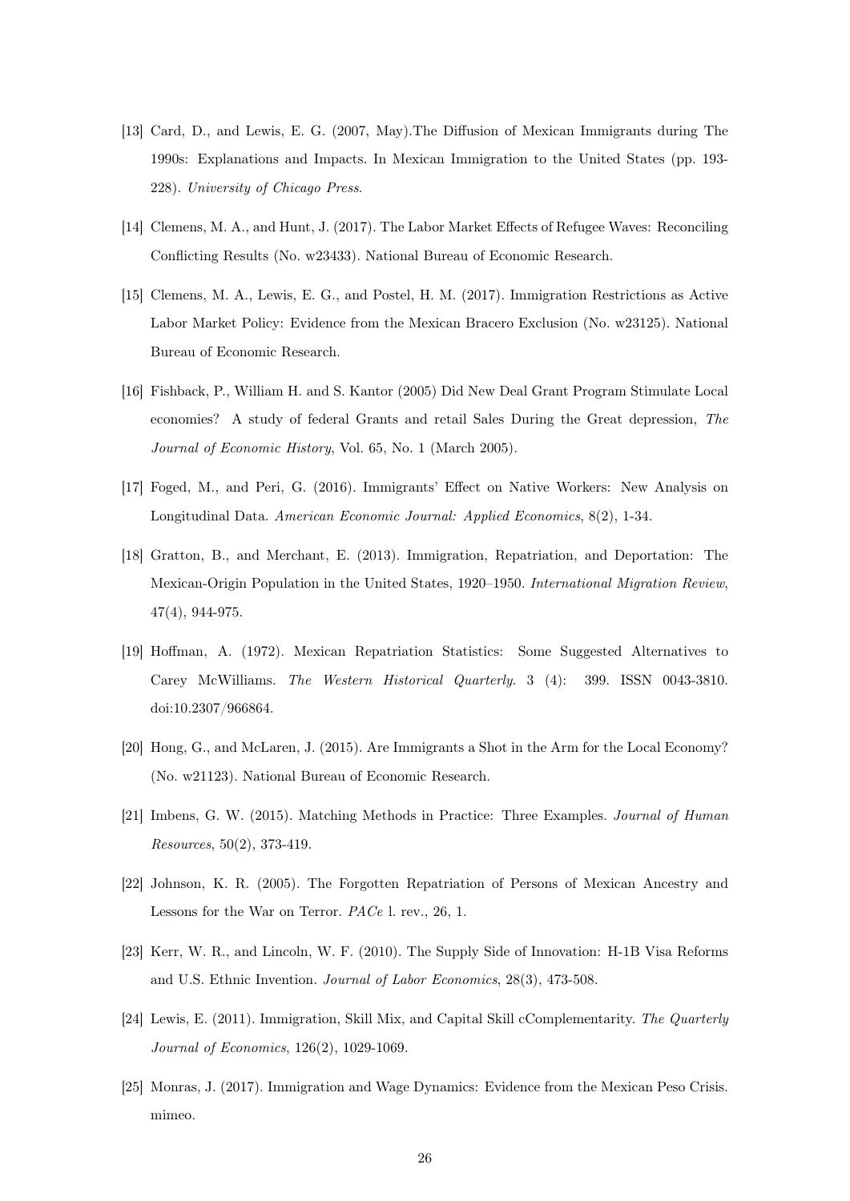[13] Card, D., and Lewis, E. G. (2007, May).The Diffusion of Mexican Immigrants during The 1990s: Explanations and Impacts. In Mexican Immigration to the United States (pp. 193-228). *University of Chicago Press*.

[14] Clemens, M. A., and Hunt, J. (2017). The Labor Market Effects of Refugee Waves: Reconciling Conflicting Results (No. w23433). National Bureau of Economic Research.

[15] Clemens, M. A., Lewis, E. G., and Postel, H. M. (2017). Immigration Restrictions as Active Labor Market Policy: Evidence from the Mexican Bracero Exclusion (No. w23125). National Bureau of Economic Research.

[16] Fishback, P., William H. and S. Kantor (2005) Did New Deal Grant Program Stimulate Local economies? A study of federal Grants and retail Sales During the Great depression, *The Journal of Economic History*, Vol. 65, No. 1 (March 2005).

[17] Foged, M., and Peri, G. (2016). Immigrants' Effect on Native Workers: New Analysis on Longitudinal Data. *American Economic Journal: Applied Economics*, 8(2), 1-34.

[18] Gratton, B., and Merchant, E. (2013). Immigration, Repatriation, and Deportation: The Mexican-Origin Population in the United States, 1920–1950. *International Migration Review*, 47(4), 944-975.

[19] Hoffman, A. (1972). Mexican Repatriation Statistics: Some Suggested Alternatives to Carey McWilliams. *The Western Historical Quarterly*. 3 (4): 399. ISSN 0043-3810. doi:10.2307/966864.

[20] Hong, G., and McLaren, J. (2015). Are Immigrants a Shot in the Arm for the Local Economy? (No. w21123). National Bureau of Economic Research.

[21] Imbens, G. W. (2015). Matching Methods in Practice: Three Examples. *Journal of Human Resources*, 50(2), 373-419.

[22] Johnson, K. R. (2005). The Forgotten Repatriation of Persons of Mexican Ancestry and Lessons for the War on Terror. *PACe* l. rev., 26, 1.

[23] Kerr, W. R., and Lincoln, W. F. (2010). The Supply Side of Innovation: H-1B Visa Reforms and U.S. Ethnic Invention. *Journal of Labor Economics*, 28(3), 473-508.

[24] Lewis, E. (2011). Immigration, Skill Mix, and Capital Skill cComplementarity. *The Quarterly Journal of Economics*, 126(2), 1029-1069.

[25] Monras, J. (2017). Immigration and Wage Dynamics: Evidence from the Mexican Peso Crisis. mimeo.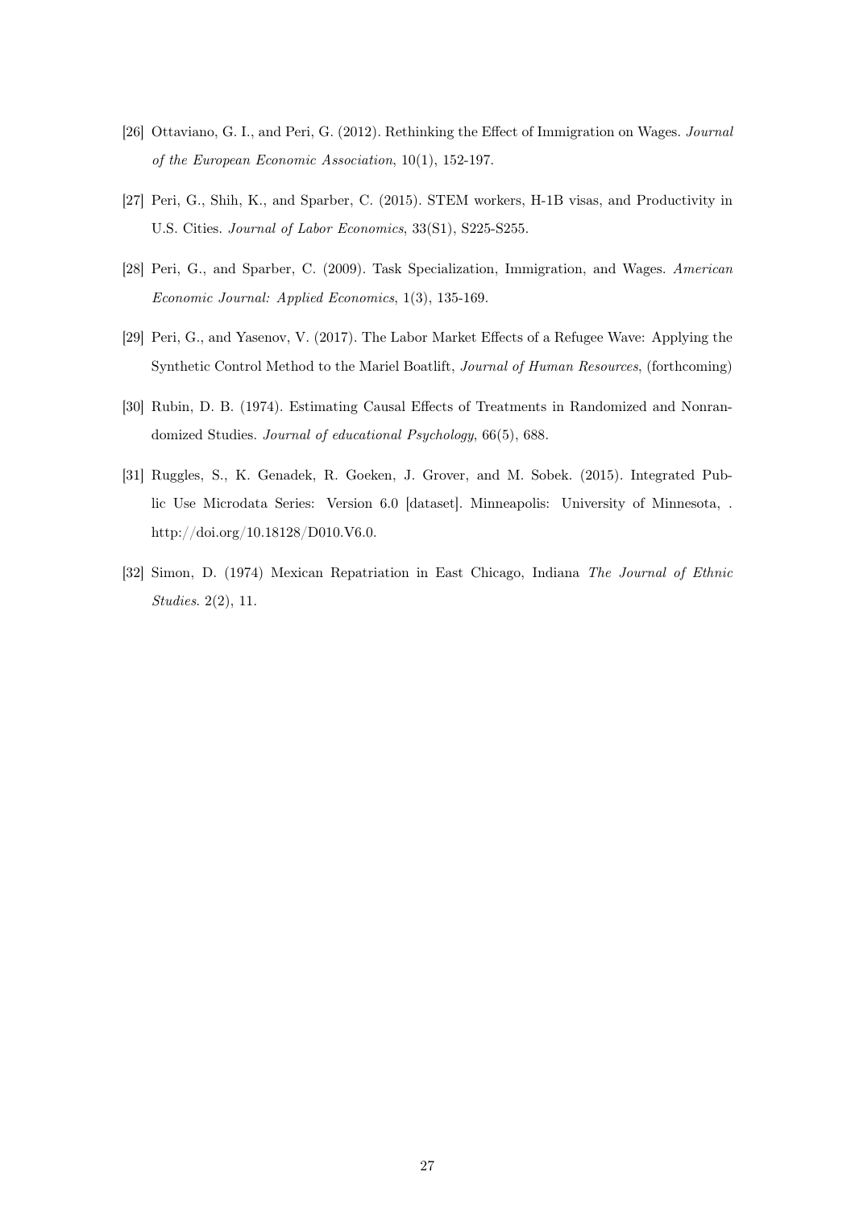[26] Ottaviano, G. I., and Peri, G. (2012). Rethinking the Effect of Immigration on Wages. *Journal of the European Economic Association*, 10(1), 152-197.

[27] Peri, G., Shih, K., and Sparber, C. (2015). STEM workers, H-1B visas, and Productivity in U.S. Cities. *Journal of Labor Economics*, 33(S1), S225-S255.

[28] Peri, G., and Sparber, C. (2009). Task Specialization, Immigration, and Wages. *American Economic Journal: Applied Economics*, 1(3), 135-169.

[29] Peri, G., and Yasenov, V. (2017). The Labor Market Effects of a Refugee Wave: Applying the Synthetic Control Method to the Mariel Boatlift, *Journal of Human Resources*, (forthcoming)

[30] Rubin, D. B. (1974). Estimating Causal Effects of Treatments in Randomized and Nonrandomized Studies. *Journal of educational Psychology*, 66(5), 688.

[31] Ruggles, S., K. Genadek, R. Goeken, J. Grover, and M. Sobek. (2015). Integrated Public Use Microdata Series: Version 6.0 [dataset]. Minneapolis: University of Minnesota, . http://doi.org/10.18128/D010.V6.0.

[32] Simon, D. (1974) Mexican Repatriation in East Chicago, Indiana *The Journal of Ethnic Studies*. 2(2), 11.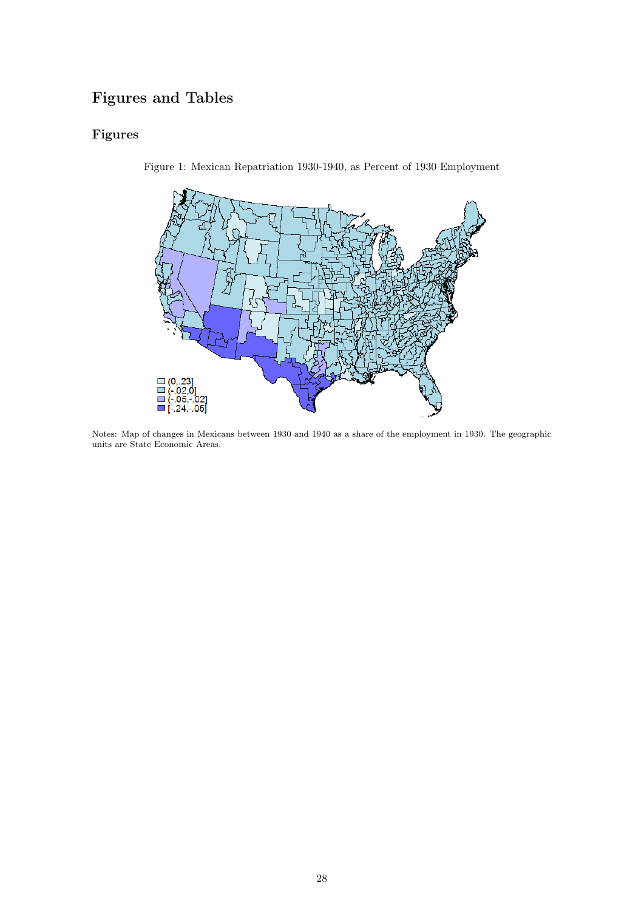# Figures and Tables

## Figures

Figure 1: Mexican Repatriation 1930-1940, as Percent of 1930 Employment

Notes: Map of changes in Mexicans between 1930 and 1940 as a share of the employment in 1930. The geographic units are State Economic Areas.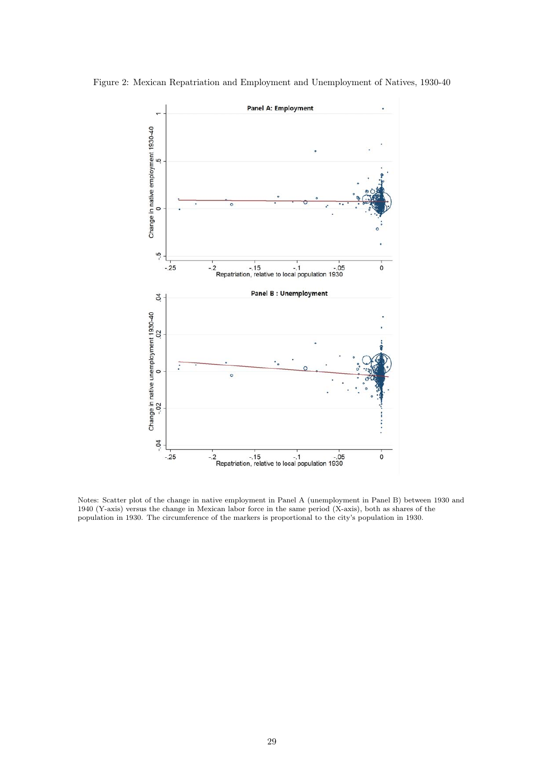Figure 2: Mexican Repatriation and Employment and Unemployment of Natives, 1930-40

Notes: Scatter plot of the change in native employment in Panel A (unemployment in Panel B) between 1930 and 1940 (Y-axis) versus the change in Mexican labor force in the same period (X-axis), both as shares of the population in 1930. The circumference of the markers is proportional to the city's population in 1930.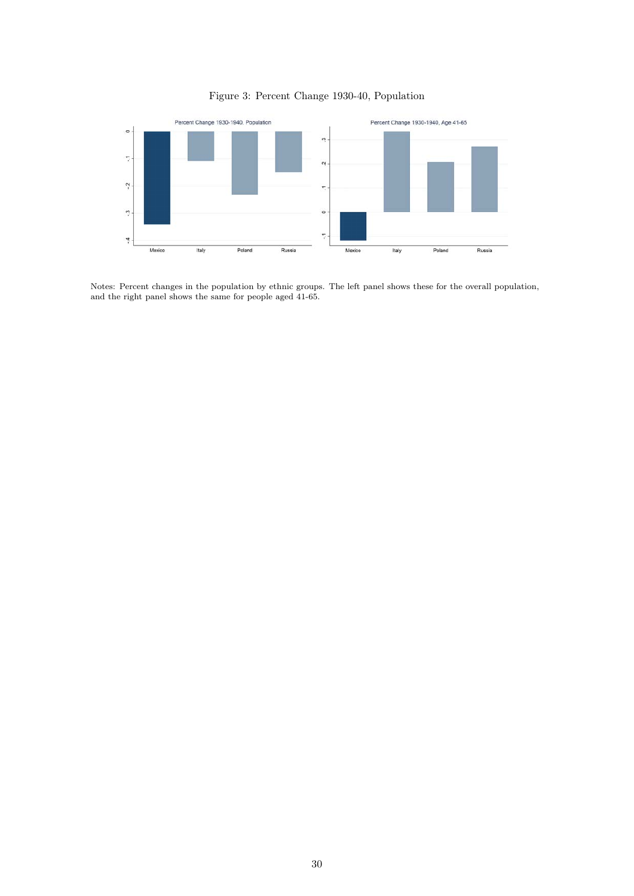Figure 3: Percent Change 1930-40, Population

Notes: Percent changes in the population by ethnic groups. The left panel shows these for the overall population, and the right panel shows the same for people aged 41-65.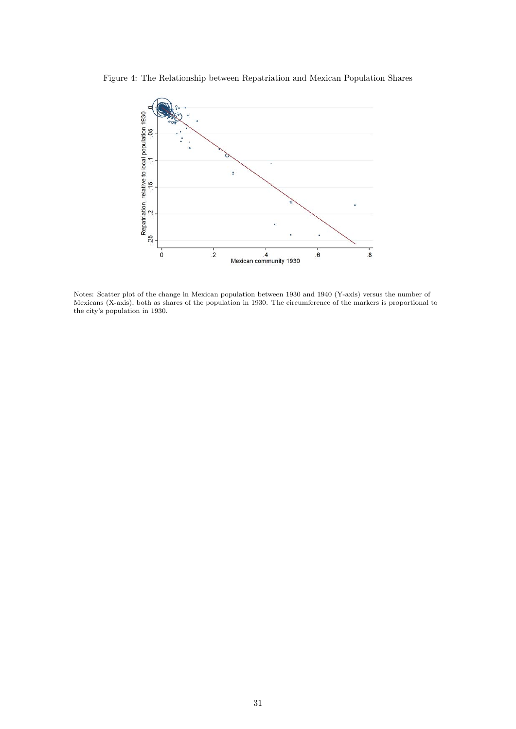Figure 4: The Relationship between Repatriation and Mexican Population Shares

Notes: Scatter plot of the change in Mexican population between 1930 and 1940 (Y-axis) versus the number of Mexicans (X-axis), both as shares of the population in 1930. The circumference of the markers is proportional to the city's population in 1930.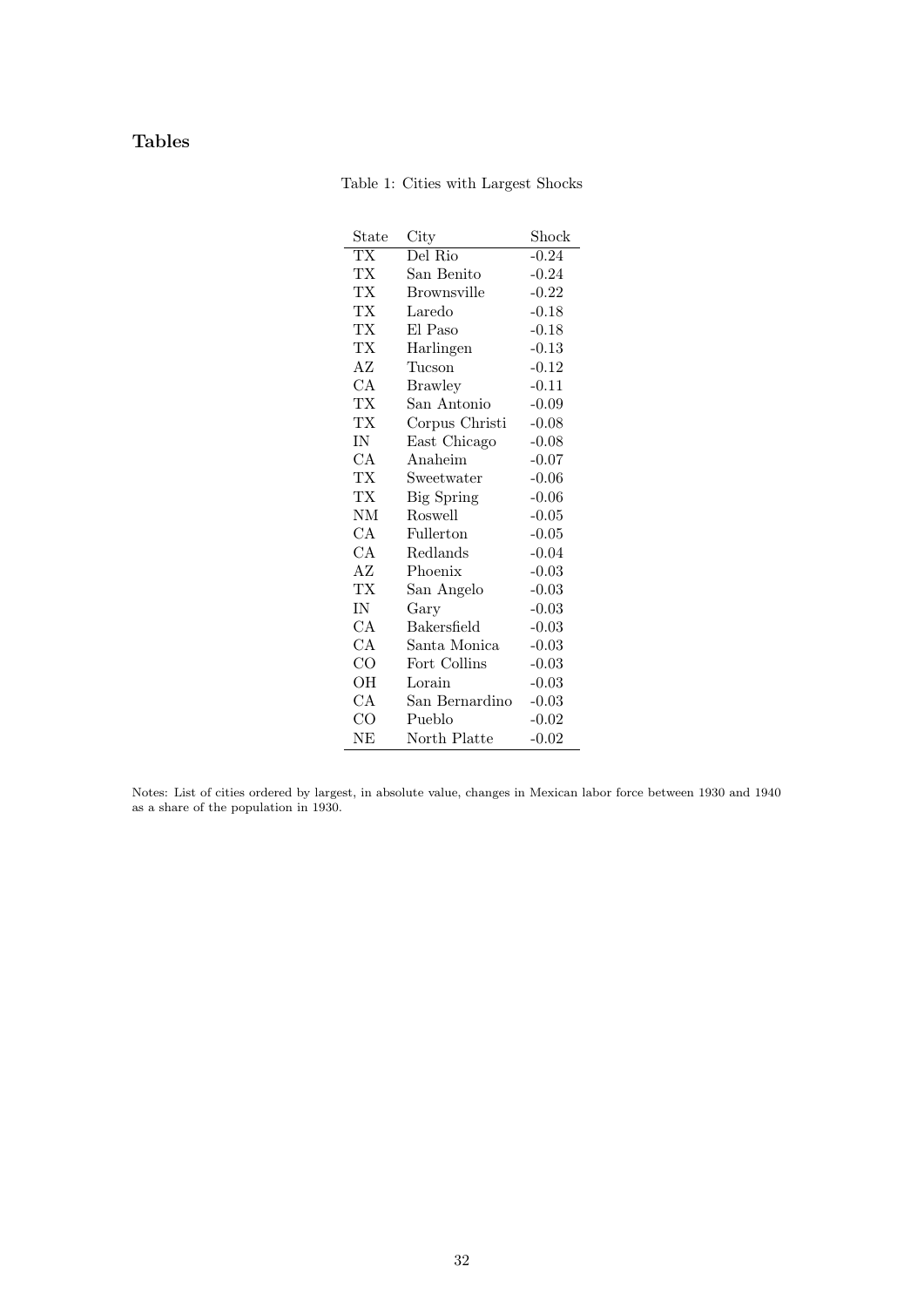## Tables

Table 1: Cities with Largest Shocks

| State | City | Shock |
|---|---|---|
| TX | Del Rio | -0.24 |
| TX | San Benito | -0.24 |
| TX | Brownsville | -0.22 |
| TX | Laredo | -0.18 |
| TX | El Paso | -0.18 |
| TX | Harlingen | -0.13 |
| AZ | Tucson | -0.12 |
| CA | Brawley | -0.11 |
| TX | San Antonio | -0.09 |
| TX | Corpus Christi | -0.08 |
| IN | East Chicago | -0.08 |
| CA | Anaheim | -0.07 |
| TX | Sweetwater | -0.06 |
| TX | Big Spring | -0.06 |
| NM | Roswell | -0.05 |
| CA | Fullerton | -0.05 |
| CA | Redlands | -0.04 |
| AZ | Phoenix | -0.03 |
| TX | San Angelo | -0.03 |
| IN | Gary | -0.03 |
| CA | Bakersfield | -0.03 |
| CA | Santa Monica | -0.03 |
| CO | Fort Collins | -0.03 |
| OH | Lorain | -0.03 |
| CA | San Bernardino | -0.03 |
| CO | Pueblo | -0.02 |
| NE | North Platte | -0.02 |

Notes: List of cities ordered by largest, in absolute value, changes in Mexican labor force between 1930 and 1940 as a share of the population in 1930.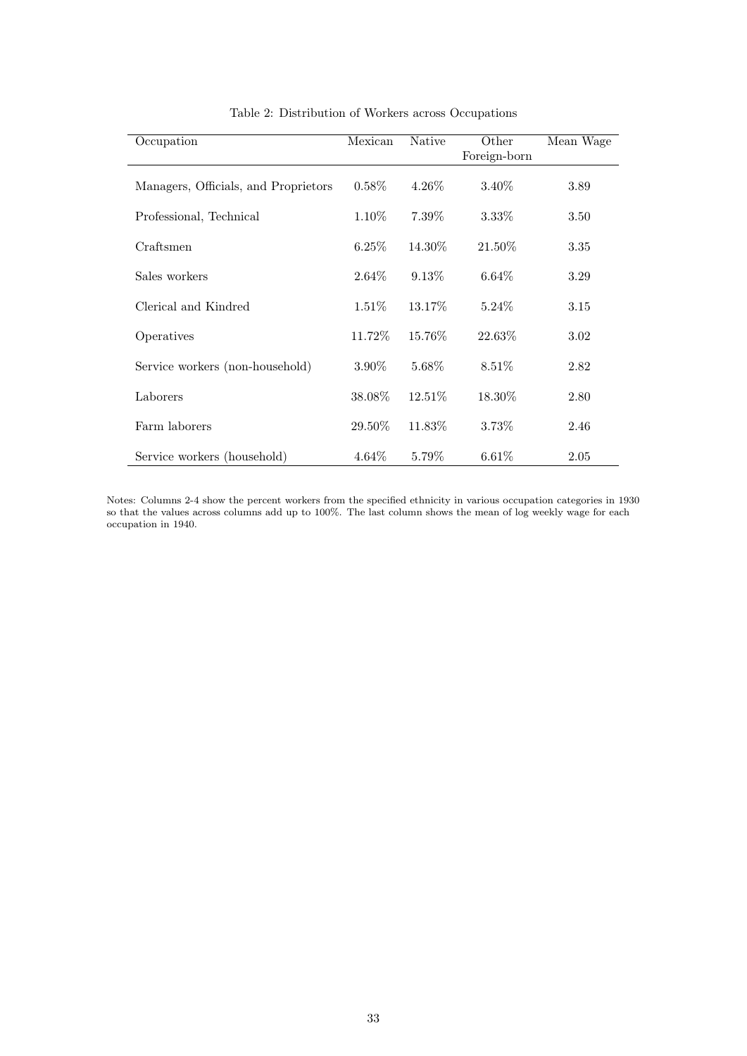Table 2: Distribution of Workers across Occupations

| Occupation | Mexican | Native | Other Foreign-born | Mean Wage |
|---|---|---|---|---|
| Managers, Officials, and Proprietors | 0.58% | 4.26% | 3.40% | 3.89 |
| Professional, Technical | 1.10% | 7.39% | 3.33% | 3.50 |
| Craftsmen | 6.25% | 14.30% | 21.50% | 3.35 |
| Sales workers | 2.64% | 9.13% | 6.64% | 3.29 |
| Clerical and Kindred | 1.51% | 13.17% | 5.24% | 3.15 |
| Operatives | 11.72% | 15.76% | 22.63% | 3.02 |
| Service workers (non-household) | 3.90% | 5.68% | 8.51% | 2.82 |
| Laborers | 38.08% | 12.51% | 18.30% | 2.80 |
| Farm laborers | 29.50% | 11.83% | 3.73% | 2.46 |
| Service workers (household) | 4.64% | 5.79% | 6.61% | 2.05 |

Notes: Columns 2-4 show the percent workers from the specified ethnicity in various occupation categories in 1930 so that the values across columns add up to 100%. The last column shows the mean of log weekly wage for each occupation in 1940.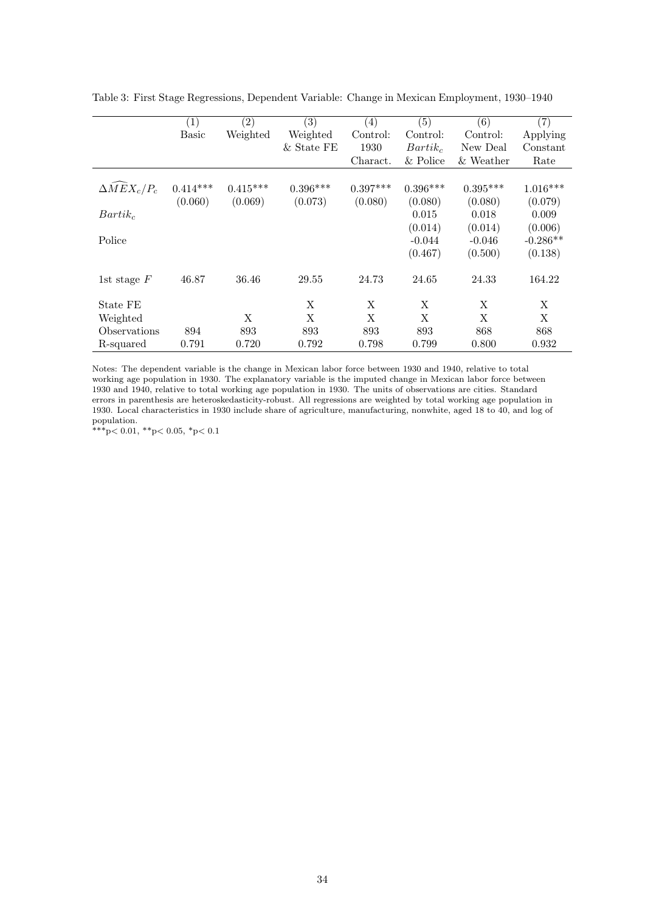Table 3: First Stage Regressions, Dependent Variable: Change in Mexican Employment, 1930–1940

| | (1) Basic | (2) Weighted | (3) Weighted & State FE | (4) Control: 1930 Charact. | (5) Control: $Bartik_c$ & Police | (6) Control: New Deal & Weather | (7) Applying Constant Rate |
|---|---|---|---|---|---|---|---|
| $\Delta \widehat{MEX}_c / P_c$ | 0.414*** | 0.415*** | 0.396*** | 0.397*** | 0.396*** | 0.395*** | 1.016*** |
| | (0.060) | (0.069) | (0.073) | (0.080) | (0.080) | (0.080) | (0.079) |
| $Bartik_c$ | | | | | 0.015 | 0.018 | 0.009 |
| | | | | | (0.014) | (0.014) | (0.006) |
| Police | | | | | -0.044 | -0.046 | -0.286** |
| | | | | | (0.467) | (0.500) | (0.138) |
| 1st stage $F$ | 46.87 | 36.46 | 29.55 | 24.73 | 24.65 | 24.33 | 164.22 |
| State FE | | | X | X | X | X | X |
| Weighted | | X | X | X | X | X | X |
| Observations | 894 | 893 | 893 | 893 | 893 | 868 | 868 |
| R-squared | 0.791 | 0.720 | 0.792 | 0.798 | 0.799 | 0.800 | 0.932 |

Notes: The dependent variable is the change in Mexican labor force between 1930 and 1940, relative to total working age population in 1930. The explanatory variable is the imputed change in Mexican labor force between 1930 and 1940, relative to total working age population in 1930. The units of observations are cities. Standard errors in parenthesis are heteroskedasticity-robust. All regressions are weighted by total working age population in 1930. Local characteristics in 1930 include share of agriculture, manufacturing, nonwhite, aged 18 to 40, and log of population.

***p< 0.01, **p< 0.05, *p< 0.1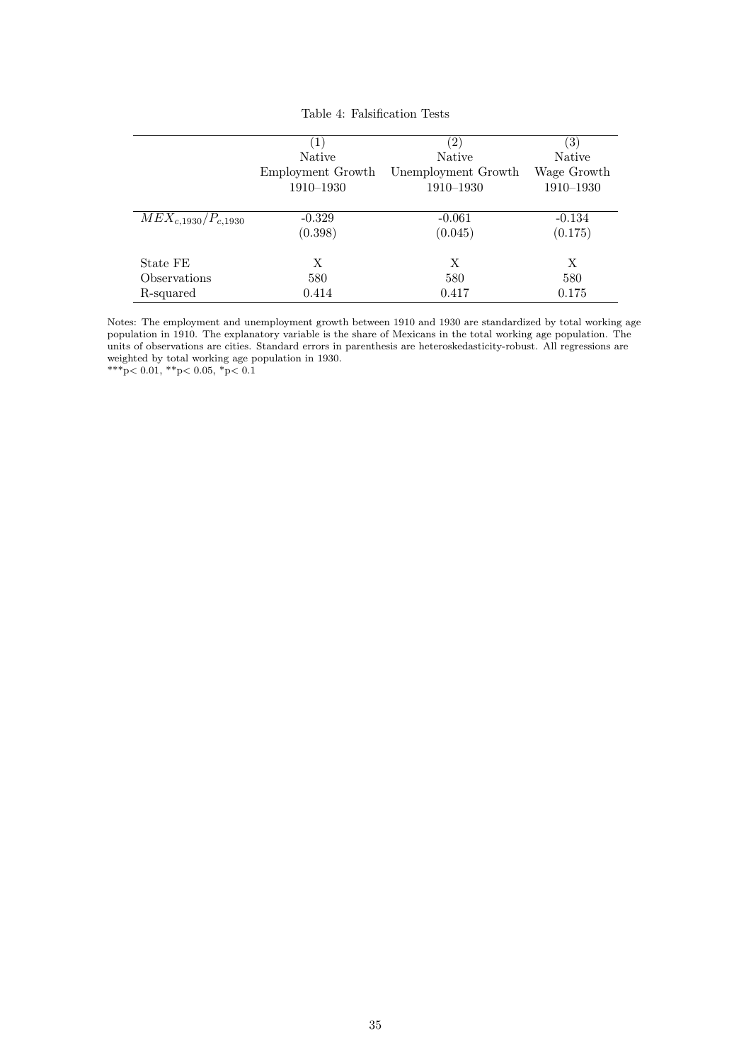Table 4: Falsification Tests

| | (1) Native Employment Growth 1910–1930 | (2) Native Unemployment Growth 1910–1930 | (3) Native Wage Growth 1910–1930 |
|---|---|---|---|
| $MEX_{c,1930}/P_{c,1930}$ | -0.329 | -0.061 | -0.134 |
| | (0.398) | (0.045) | (0.175) |
| State FE | X | X | X |
| Observations | 580 | 580 | 580 |
| R-squared | 0.414 | 0.417 | 0.175 |

Notes: The employment and unemployment growth between 1910 and 1930 are standardized by total working age population in 1910. The explanatory variable is the share of Mexicans in the total working age population. The units of observations are cities. Standard errors in parenthesis are heteroskedasticity-robust. All regressions are weighted by total working age population in 1930.
***p< 0.01, **p< 0.05, *p< 0.1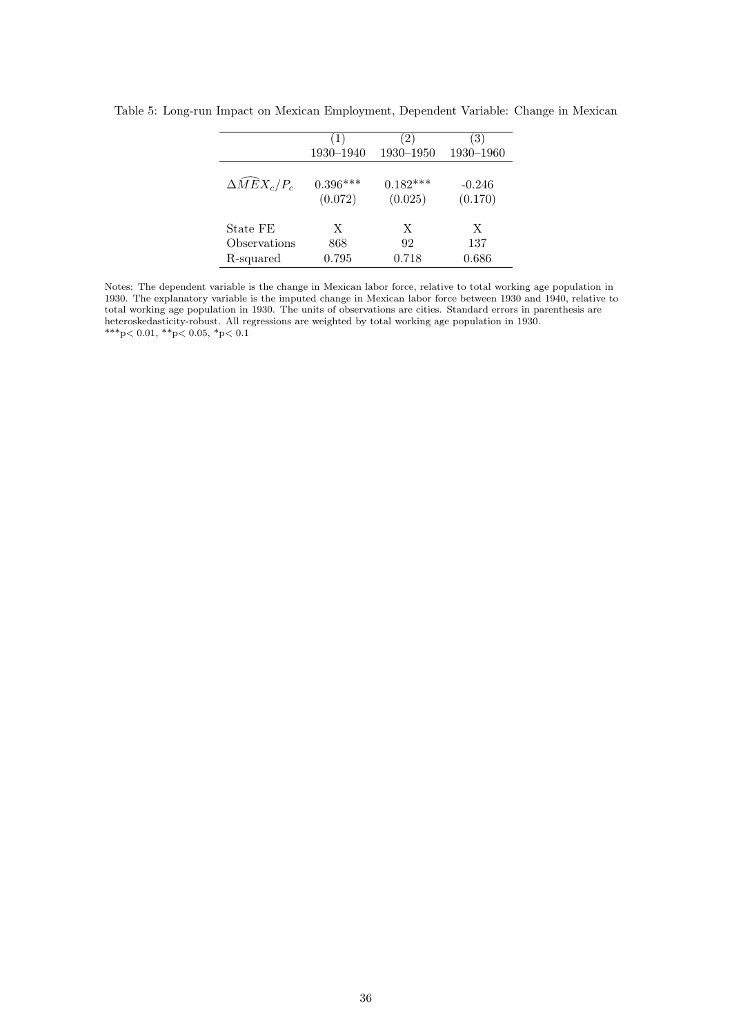Table 5: Long-run Impact on Mexican Employment, Dependent Variable: Change in Mexican

| | (1) | (2) | (3) |
|---|---|---|---|
| | 1930–1940 | 1930–1950 | 1930–1960 |
| $\Delta\widehat{MEX}_c/P_c$ | 0.396*** | 0.182*** | -0.246 |
| | (0.072) | (0.025) | (0.170) |
| State FE | X | X | X |
| Observations | 868 | 92 | 137 |
| R-squared | 0.795 | 0.718 | 0.686 |

Notes: The dependent variable is the change in Mexican labor force, relative to total working age population in 1930. The explanatory variable is the imputed change in Mexican labor force between 1930 and 1940, relative to total working age population in 1930. The units of observations are cities. Standard errors in parenthesis are heteroskedasticity-robust. All regressions are weighted by total working age population in 1930.
***p< 0.01, **p< 0.05, *p< 0.1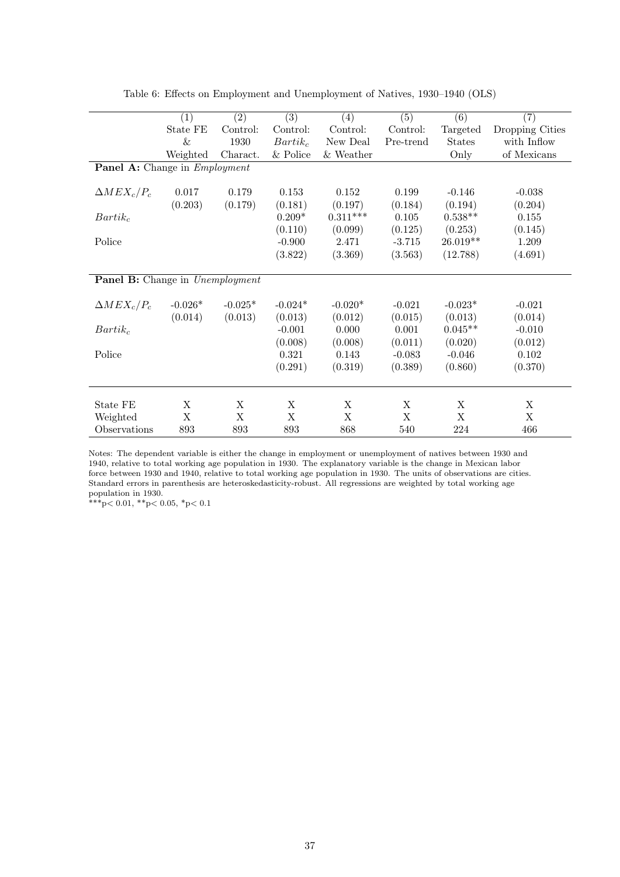Table 6: Effects on Employment and Unemployment of Natives, 1930–1940 (OLS)

| | (1) | (2) | (3) | (4) | (5) | (6) | (7) |
|---|---|---|---|---|---|---|---|
| | State FE & Weighted | Control: 1930 Charact. | Control: $Bartik_c$ & Police | Control: New Deal & Weather | Control: Pre-trend | Targeted States Only | Dropping Cities with Inflow of Mexicans |
| **Panel A:** Change in *Employment* | | | | | | | |
| $\Delta MEX_c/P_c$ | 0.017 | 0.179 | 0.153 | 0.152 | 0.199 | -0.146 | -0.038 |
| | (0.203) | (0.179) | (0.181) | (0.197) | (0.184) | (0.194) | (0.204) |
| $Bartik_c$ | | | 0.209* | 0.311*** | 0.105 | 0.538** | 0.155 |
| | | | (0.110) | (0.099) | (0.125) | (0.253) | (0.145) |
| Police | | | -0.900 | 2.471 | -3.715 | 26.019** | 1.209 |
| | | | (3.822) | (3.369) | (3.563) | (12.788) | (4.691) |
| **Panel B:** Change in *Unemployment* | | | | | | | |
| $\Delta MEX_c/P_c$ | -0.026* | -0.025* | -0.024* | -0.020* | -0.021 | -0.023* | -0.021 |
| | (0.014) | (0.013) | (0.013) | (0.012) | (0.015) | (0.013) | (0.014) |
| $Bartik_c$ | | | -0.001 | 0.000 | 0.001 | 0.045** | -0.010 |
| | | | (0.008) | (0.008) | (0.011) | (0.020) | (0.012) |
| Police | | | 0.321 | 0.143 | -0.083 | -0.046 | 0.102 |
| | | | (0.291) | (0.319) | (0.389) | (0.860) | (0.370) |
| State FE | X | X | X | X | X | X | X |
| Weighted | X | X | X | X | X | X | X |
| Observations | 893 | 893 | 893 | 868 | 540 | 224 | 466 |

Notes: The dependent variable is either the change in employment or unemployment of natives between 1930 and 1940, relative to total working age population in 1930. The explanatory variable is the change in Mexican labor force between 1930 and 1940, relative to total working age population in 1930. The units of observations are cities. Standard errors in parenthesis are heteroskedasticity-robust. All regressions are weighted by total working age population in 1930.
***p< 0.01, **p< 0.05, *p< 0.1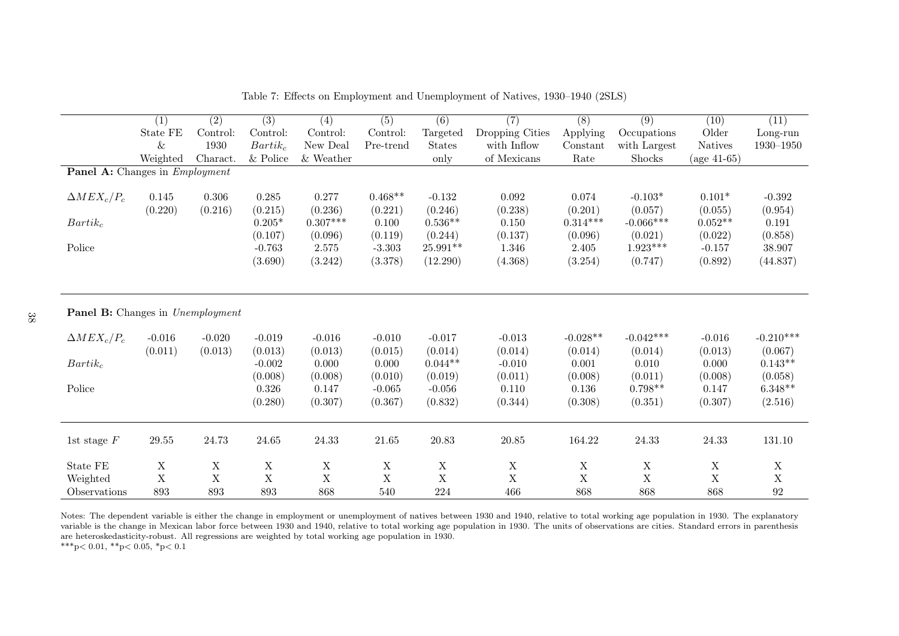Table 7: Effects on Employment and Unemployment of Natives, 1930–1940 (2SLS)

| | (1) | (2) | (3) | (4) | (5) | (6) | (7) | (8) | (9) | (10) | (11) |
|---|---|---|---|---|---|---|---|---|---|---|---|
| | State FE & Weighted | Control: 1930 Charact. | Control: $Bartik_c$ & Police | Control: New Deal & Weather | Control: Pre-trend | Targeted States only | Dropping Cities with Inflow of Mexicans | Applying Constant Rate | Occupations with Largest Shocks | Older Natives (age 41-65) | Long-run 1930–1950 |
| **Panel A:** Changes in *Employment* | | | | | | | | | | | |
| $\Delta MEX_c/P_c$ | 0.145 | 0.306 | 0.285 | 0.277 | 0.468** | -0.132 | 0.092 | 0.074 | -0.103* | 0.101* | -0.392 |
| | (0.220) | (0.216) | (0.215) | (0.236) | (0.221) | (0.246) | (0.238) | (0.201) | (0.057) | (0.055) | (0.954) |
| $Bartik_c$ | | | 0.205* | 0.307*** | 0.100 | 0.536** | 0.150 | 0.314*** | -0.066*** | 0.052** | 0.191 |
| | | | (0.107) | (0.096) | (0.119) | (0.244) | (0.137) | (0.096) | (0.021) | (0.022) | (0.858) |
| Police | | | -0.763 | 2.575 | -3.303 | 25.991** | 1.346 | 2.405 | 1.923*** | -0.157 | 38.907 |
| | | | (3.690) | (3.242) | (3.378) | (12.290) | (4.368) | (3.254) | (0.747) | (0.892) | (44.837) |
| **Panel B:** Changes in *Unemployment* | | | | | | | | | | | |
| $\Delta MEX_c/P_c$ | -0.016 | -0.020 | -0.019 | -0.016 | -0.010 | -0.017 | -0.013 | -0.028** | -0.042*** | -0.016 | -0.210*** |
| | (0.011) | (0.013) | (0.013) | (0.013) | (0.015) | (0.014) | (0.014) | (0.014) | (0.014) | (0.013) | (0.067) |
| $Bartik_c$ | | | -0.002 | 0.000 | 0.000 | 0.044** | -0.010 | 0.001 | 0.010 | 0.000 | 0.143** |
| | | | (0.008) | (0.008) | (0.010) | (0.019) | (0.011) | (0.008) | (0.011) | (0.008) | (0.058) |
| Police | | | 0.326 | 0.147 | -0.065 | -0.056 | 0.110 | 0.136 | 0.798** | 0.147 | 6.348** |
| | | | (0.280) | (0.307) | (0.367) | (0.832) | (0.344) | (0.308) | (0.351) | (0.307) | (2.516) |
| 1st stage $F$ | 29.55 | 24.73 | 24.65 | 24.33 | 21.65 | 20.83 | 20.85 | 164.22 | 24.33 | 24.33 | 131.10 |
| State FE | X | X | X | X | X | X | X | X | X | X | X |
| Weighted | X | X | X | X | X | X | X | X | X | X | X |
| Observations | 893 | 893 | 893 | 868 | 540 | 224 | 466 | 868 | 868 | 868 | 92 |

Notes: The dependent variable is either the change in employment or unemployment of natives between 1930 and 1940, relative to total working age population in 1930. The explanatory variable is the change in Mexican labor force between 1930 and 1940, relative to total working age population in 1930. The units of observations are cities. Standard errors in parenthesis are heteroskedasticity-robust. All regressions are weighted by total working age population in 1930.
***p< 0.01, **p< 0.05, *p< 0.1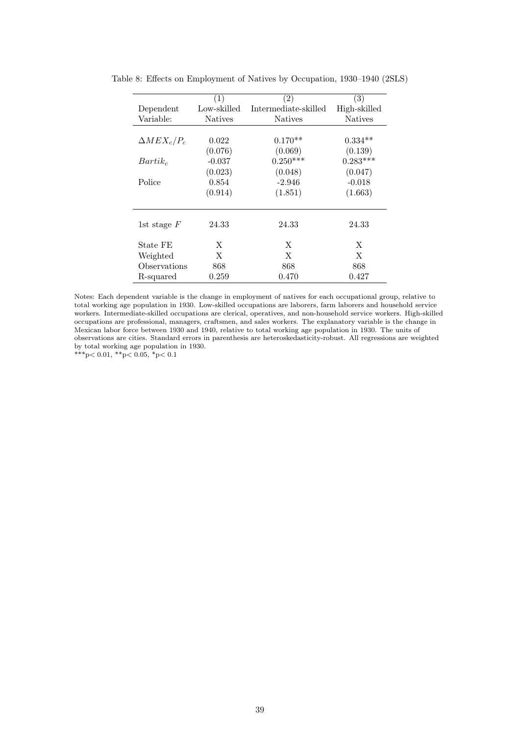Table 8: Effects on Employment of Natives by Occupation, 1930–1940 (2SLS)

| | (1) | (2) | (3) |
|---|---|---|---|
| Dependent Variable: | Low-skilled Natives | Intermediate-skilled Natives | High-skilled Natives |
| $\Delta MEX_c/P_c$ | 0.022 | 0.170** | 0.334** |
| | (0.076) | (0.069) | (0.139) |
| $Bartik_c$ | -0.037 | 0.250*** | 0.283*** |
| | (0.023) | (0.048) | (0.047) |
| Police | 0.854 | -2.946 | -0.018 |
| | (0.914) | (1.851) | (1.663) |
| 1st stage $F$ | 24.33 | 24.33 | 24.33 |
| State FE | X | X | X |
| Weighted | X | X | X |
| Observations | 868 | 868 | 868 |
| R-squared | 0.259 | 0.470 | 0.427 |

Notes: Each dependent variable is the change in employment of natives for each occupational group, relative to total working age population in 1930. Low-skilled occupations are laborers, farm laborers and household service workers. Intermediate-skilled occupations are clerical, operatives, and non-household service workers. High-skilled occupations are professional, managers, craftsmen, and sales workers. The explanatory variable is the change in Mexican labor force between 1930 and 1940, relative to total working age population in 1930. The units of observations are cities. Standard errors in parenthesis are heteroskedasticity-robust. All regressions are weighted by total working age population in 1930.
***p< 0.01, **p< 0.05, *p< 0.1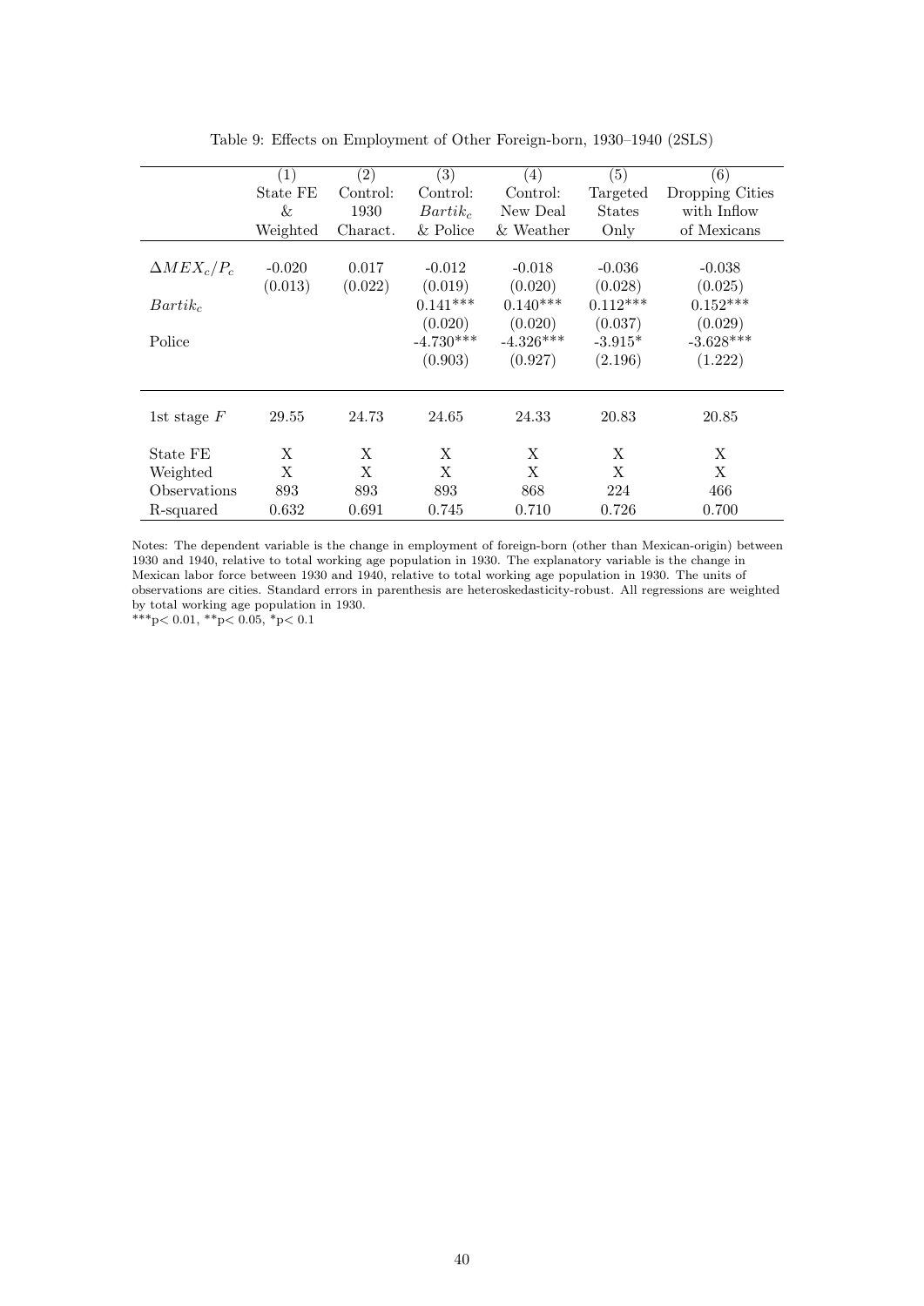Table 9: Effects on Employment of Other Foreign-born, 1930–1940 (2SLS)

| | (1) | (2) | (3) | (4) | (5) | (6) |
|---|---|---|---|---|---|---|
| | State FE & Weighted | Control: 1930 Charact. | Control: $Bartik_c$ & Police | Control: New Deal & Weather | Targeted States Only | Dropping Cities with Inflow of Mexicans |
| $\Delta MEX_c/P_c$ | -0.020 | 0.017 | -0.012 | -0.018 | -0.036 | -0.038 |
| | (0.013) | (0.022) | (0.019) | (0.020) | (0.028) | (0.025) |
| $Bartik_c$ | | | 0.141*** | 0.140*** | 0.112*** | 0.152*** |
| | | | (0.020) | (0.020) | (0.037) | (0.029) |
| Police | | | -4.730*** | -4.326*** | -3.915* | -3.628*** |
| | | | (0.903) | (0.927) | (2.196) | (1.222) |
| 1st stage $F$ | 29.55 | 24.73 | 24.65 | 24.33 | 20.83 | 20.85 |
| State FE | X | X | X | X | X | X |
| Weighted | X | X | X | X | X | X |
| Observations | 893 | 893 | 893 | 868 | 224 | 466 |
| R-squared | 0.632 | 0.691 | 0.745 | 0.710 | 0.726 | 0.700 |

Notes: The dependent variable is the change in employment of foreign-born (other than Mexican-origin) between 1930 and 1940, relative to total working age population in 1930. The explanatory variable is the change in Mexican labor force between 1930 and 1940, relative to total working age population in 1930. The units of observations are cities. Standard errors in parenthesis are heteroskedasticity-robust. All regressions are weighted by total working age population in 1930.
***$p< 0.01$, **$p< 0.05$, *$p< 0.1$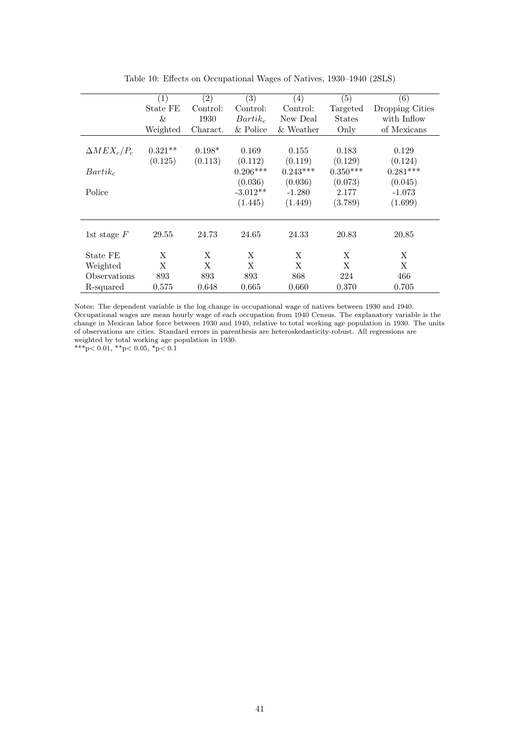Table 10: Effects on Occupational Wages of Natives, 1930–1940 (2SLS)

| | (1) State FE & Weighted | (2) Control: 1930 Charact. | (3) Control: $Bartik_c$ & Police | (4) Control: New Deal & Weather | (5) Targeted States Only | (6) Dropping Cities with Inflow of Mexicans |
|---|---|---|---|---|---|---|
| $\Delta MEX_c/P_c$ | 0.321** | 0.198* | 0.169 | 0.155 | 0.183 | 0.129 |
| | (0.125) | (0.113) | (0.112) | (0.119) | (0.129) | (0.124) |
| $Bartik_c$ | | | 0.206*** | 0.243*** | 0.350*** | 0.281*** |
| | | | (0.036) | (0.036) | (0.073) | (0.045) |
| Police | | | -3.012** | -1.280 | 2.177 | -1.073 |
| | | | (1.445) | (1.449) | (3.789) | (1.699) |
| 1st stage $F$ | 29.55 | 24.73 | 24.65 | 24.33 | 20.83 | 20.85 |
| State FE | X | X | X | X | X | X |
| Weighted | X | X | X | X | X | X |
| Observations | 893 | 893 | 893 | 868 | 224 | 466 |
| R-squared | 0.575 | 0.648 | 0.665 | 0.660 | 0.370 | 0.705 |

Notes: The dependent variable is the log change in occupational wage of natives between 1930 and 1940. Occupational wages are mean hourly wage of each occupation from 1940 Census. The explanatory variable is the change in Mexican labor force between 1930 and 1940, relative to total working age population in 1930. The units of observations are cities. Standard errors in parenthesis are heteroskedasticity-robust. All regressions are weighted by total working age population in 1930.
***p< 0.01, **p< 0.05, *p< 0.1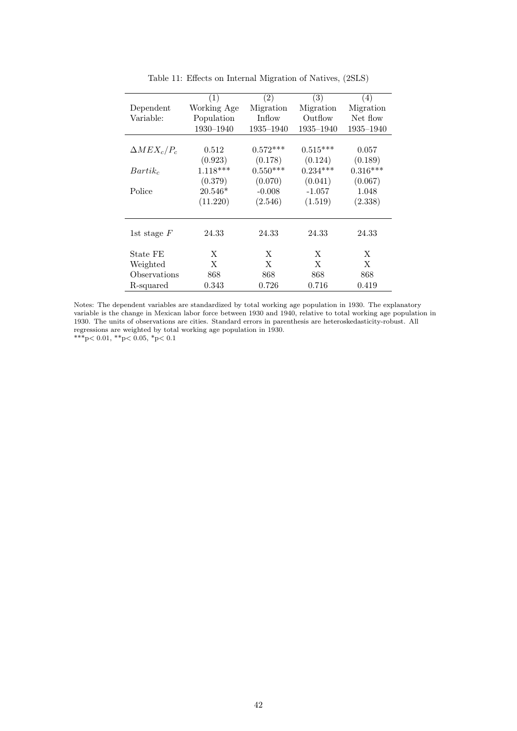Table 11: Effects on Internal Migration of Natives, (2SLS)

| Dependent Variable: | (1) Working Age Population 1930–1940 | (2) Migration Inflow 1935–1940 | (3) Migration Outflow 1935–1940 | (4) Migration Net flow 1935–1940 |
|---|---|---|---|---|
| $\Delta MEX_c/P_c$ | 0.512 | 0.572*** | 0.515*** | 0.057 |
| | (0.923) | (0.178) | (0.124) | (0.189) |
| $Bartik_c$ | 1.118*** | 0.550*** | 0.234*** | 0.316*** |
| | (0.379) | (0.070) | (0.041) | (0.067) |
| Police | 20.546* | -0.008 | -1.057 | 1.048 |
| | (11.220) | (2.546) | (1.519) | (2.338) |
| 1st stage $F$ | 24.33 | 24.33 | 24.33 | 24.33 |
| State FE | X | X | X | X |
| Weighted | X | X | X | X |
| Observations | 868 | 868 | 868 | 868 |
| R-squared | 0.343 | 0.726 | 0.716 | 0.419 |

Notes: The dependent variables are standardized by total working age population in 1930. The explanatory variable is the change in Mexican labor force between 1930 and 1940, relative to total working age population in 1930. The units of observations are cities. Standard errors in parenthesis are heteroskedasticity-robust. All regressions are weighted by total working age population in 1930.
***p< 0.01, **p< 0.05, *p< 0.1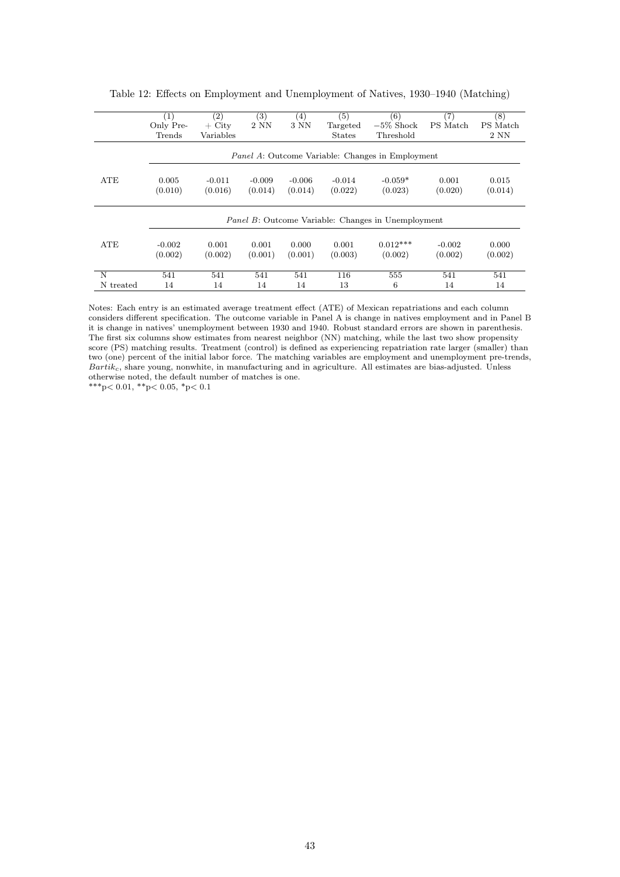Table 12: Effects on Employment and Unemployment of Natives, 1930–1940 (Matching)

| | (1) Only Pre-Trends | (2) + City Variables | (3) 2 NN | (4) 3 NN | (5) Targeted States | (6) −5% Shock Threshold | (7) PS Match | (8) PS Match 2 NN |
|---|---|---|---|---|---|---|---|---|
| | *Panel A*: Outcome Variable: Changes in Employment | | | | | | | |
| ATE | 0.005 | -0.011 | -0.009 | -0.006 | -0.014 | -0.059* | 0.001 | 0.015 |
| | (0.010) | (0.016) | (0.014) | (0.014) | (0.022) | (0.023) | (0.020) | (0.014) |
| | *Panel B*: Outcome Variable: Changes in Unemployment | | | | | | | |
| ATE | -0.002 | 0.001 | 0.001 | 0.000 | 0.001 | 0.012*** | -0.002 | 0.000 |
| | (0.002) | (0.002) | (0.001) | (0.001) | (0.003) | (0.002) | (0.002) | (0.002) |
| N | 541 | 541 | 541 | 541 | 116 | 555 | 541 | 541 |
| N treated | 14 | 14 | 14 | 14 | 13 | 6 | 14 | 14 |

Notes: Each entry is an estimated average treatment effect (ATE) of Mexican repatriations and each column considers different specification. The outcome variable in Panel A is change in natives employment and in Panel B it is change in natives' unemployment between 1930 and 1940. Robust standard errors are shown in parenthesis. The first six columns show estimates from nearest neighbor (NN) matching, while the last two show propensity score (PS) matching results. Treatment (control) is defined as experiencing repatriation rate larger (smaller) than two (one) percent of the initial labor force. The matching variables are employment and unemployment pre-trends, $Bartik_c$, share young, nonwhite, in manufacturing and in agriculture. All estimates are bias-adjusted. Unless otherwise noted, the default number of matches is one.

***p< 0.01, **p< 0.05, *p< 0.1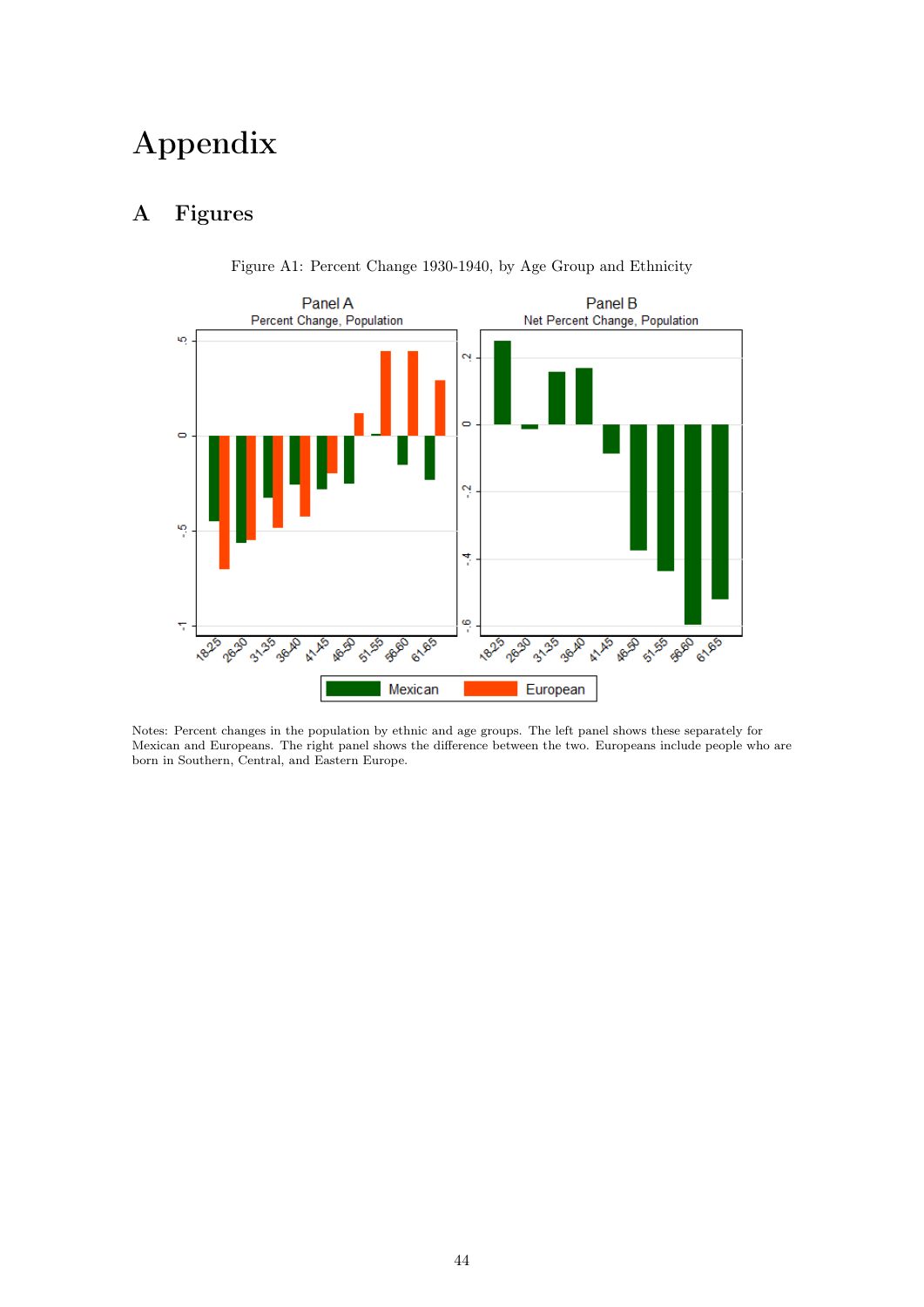# Appendix

## A Figures

Figure A1: Percent Change 1930-1940, by Age Group and Ethnicity

Panel A

Percent Change, Population

.5

0

-.5

-1

18-25 26-30 31-35 36-40 41-45 46-50 51-55 56-60 61-65

Panel B

Net Percent Change, Population

.2

0

-.2

-.4

-.6

18-25 26-30 31-35 36-40 41-45 46-50 51-55 56-60 61-65

Mexican European

Notes: Percent changes in the population by ethnic and age groups. The left panel shows these separately for Mexican and Europeans. The right panel shows the difference between the two. Europeans include people who are born in Southern, Central, and Eastern Europe.